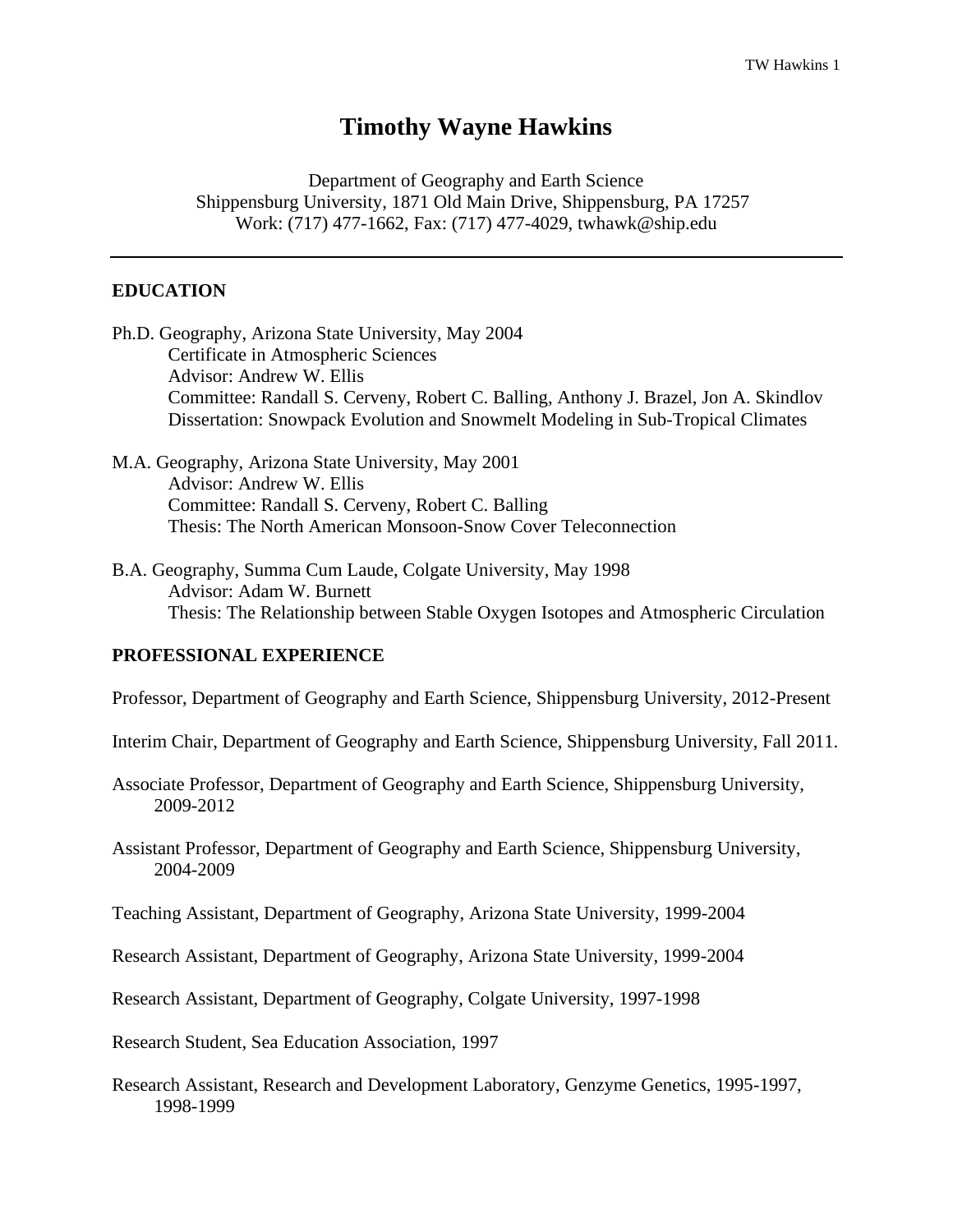# Timothy Wayne Hawkins

Department of Geography and Earth Science
Shippensburg University, 1871 Old Main Drive, Shippensburg, PA 17257
Work: (717) 477-1662, Fax: (717) 477-4029, twhawk@ship.edu

---

## EDUCATION

Ph.D. Geography, Arizona State University, May 2004
- Certificate in Atmospheric Sciences
- Advisor: Andrew W. Ellis
- Committee: Randall S. Cerveny, Robert C. Balling, Anthony J. Brazel, Jon A. Skindlov
- Dissertation: Snowpack Evolution and Snowmelt Modeling in Sub-Tropical Climates

M.A. Geography, Arizona State University, May 2001
- Advisor: Andrew W. Ellis
- Committee: Randall S. Cerveny, Robert C. Balling
- Thesis: The North American Monsoon-Snow Cover Teleconnection

B.A. Geography, Summa Cum Laude, Colgate University, May 1998
- Advisor: Adam W. Burnett
- Thesis: The Relationship between Stable Oxygen Isotopes and Atmospheric Circulation

## PROFESSIONAL EXPERIENCE

Professor, Department of Geography and Earth Science, Shippensburg University, 2012-Present

Interim Chair, Department of Geography and Earth Science, Shippensburg University, Fall 2011.

Associate Professor, Department of Geography and Earth Science, Shippensburg University, 2009-2012

Assistant Professor, Department of Geography and Earth Science, Shippensburg University, 2004-2009

Teaching Assistant, Department of Geography, Arizona State University, 1999-2004

Research Assistant, Department of Geography, Arizona State University, 1999-2004

Research Assistant, Department of Geography, Colgate University, 1997-1998

Research Student, Sea Education Association, 1997

Research Assistant, Research and Development Laboratory, Genzyme Genetics, 1995-1997, 1998-1999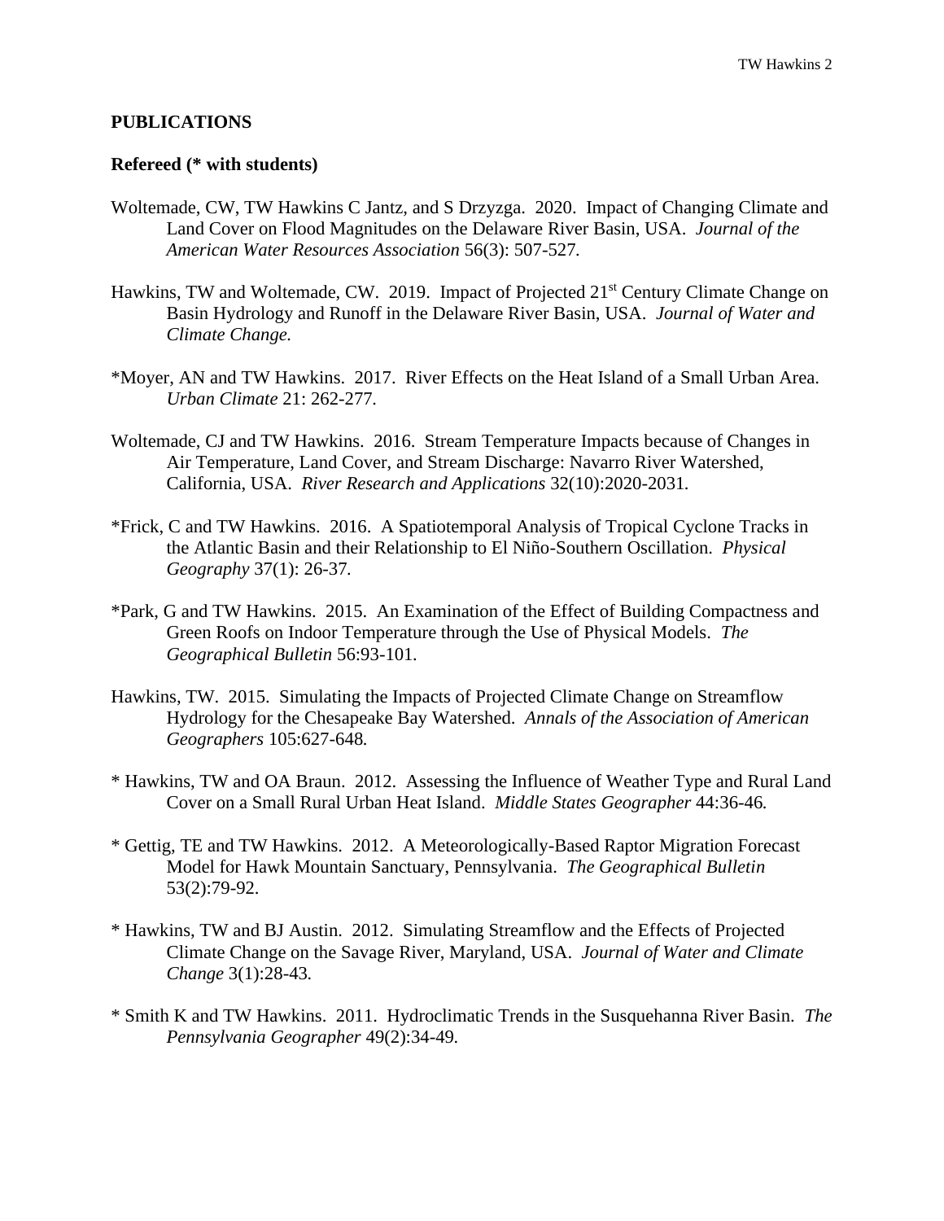## PUBLICATIONS

### Refereed (* with students)

Woltemade, CW, TW Hawkins C Jantz, and S Drzyzga. 2020. Impact of Changing Climate and Land Cover on Flood Magnitudes on the Delaware River Basin, USA. *Journal of the American Water Resources Association* 56(3): 507-527.

Hawkins, TW and Woltemade, CW. 2019. Impact of Projected 21st Century Climate Change on Basin Hydrology and Runoff in the Delaware River Basin, USA. *Journal of Water and Climate Change.*

*Moyer, AN and TW Hawkins. 2017. River Effects on the Heat Island of a Small Urban Area. *Urban Climate* 21: 262-277.

Woltemade, CJ and TW Hawkins. 2016. Stream Temperature Impacts because of Changes in Air Temperature, Land Cover, and Stream Discharge: Navarro River Watershed, California, USA. *River Research and Applications* 32(10):2020-2031.

*Frick, C and TW Hawkins. 2016. A Spatiotemporal Analysis of Tropical Cyclone Tracks in the Atlantic Basin and their Relationship to El Niño-Southern Oscillation. *Physical Geography* 37(1): 26-37.

*Park, G and TW Hawkins. 2015. An Examination of the Effect of Building Compactness and Green Roofs on Indoor Temperature through the Use of Physical Models. *The Geographical Bulletin* 56:93-101.

Hawkins, TW. 2015. Simulating the Impacts of Projected Climate Change on Streamflow Hydrology for the Chesapeake Bay Watershed. *Annals of the Association of American Geographers* 105:627-648.

\* Hawkins, TW and OA Braun. 2012. Assessing the Influence of Weather Type and Rural Land Cover on a Small Rural Urban Heat Island. *Middle States Geographer* 44:36-46.

\* Gettig, TE and TW Hawkins. 2012. A Meteorologically-Based Raptor Migration Forecast Model for Hawk Mountain Sanctuary, Pennsylvania. *The Geographical Bulletin* 53(2):79-92.

\* Hawkins, TW and BJ Austin. 2012. Simulating Streamflow and the Effects of Projected Climate Change on the Savage River, Maryland, USA. *Journal of Water and Climate Change* 3(1):28-43.

\* Smith K and TW Hawkins. 2011. Hydroclimatic Trends in the Susquehanna River Basin. *The Pennsylvania Geographer* 49(2):34-49.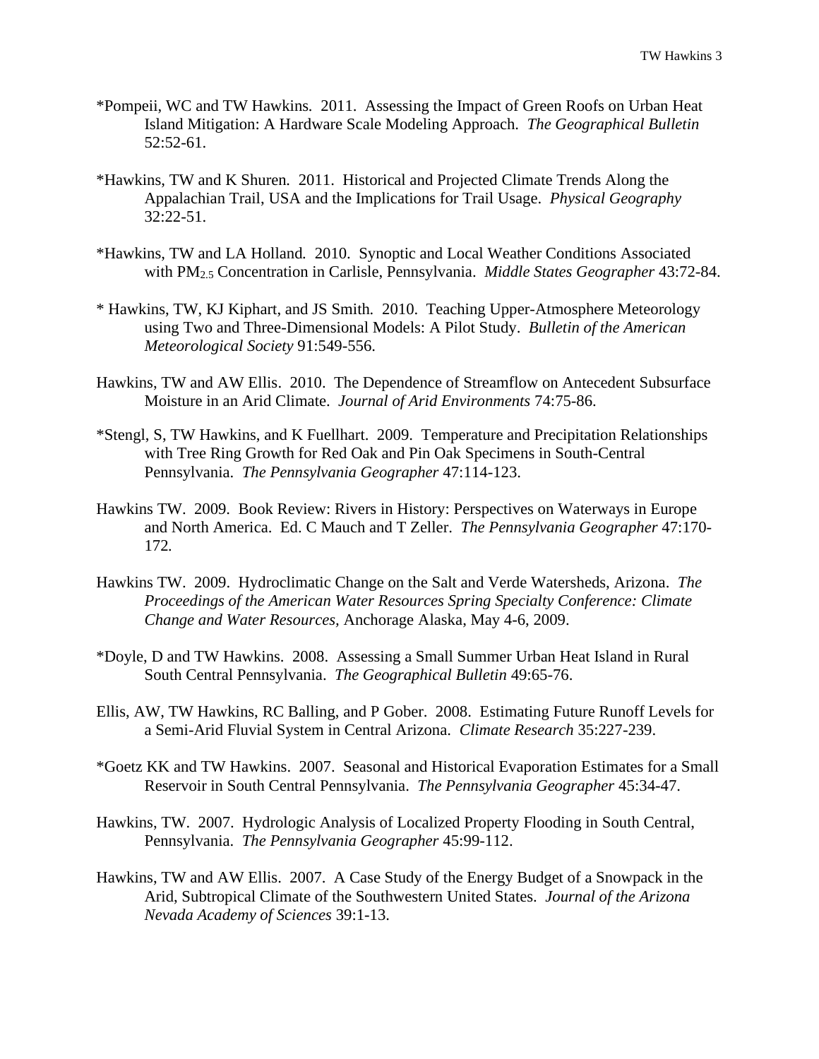*Pompeii, WC and TW Hawkins. 2011. Assessing the Impact of Green Roofs on Urban Heat Island Mitigation: A Hardware Scale Modeling Approach. *The Geographical Bulletin* 52:52-61.

*Hawkins, TW and K Shuren. 2011. Historical and Projected Climate Trends Along the Appalachian Trail, USA and the Implications for Trail Usage. *Physical Geography* 32:22-51.

*Hawkins, TW and LA Holland. 2010. Synoptic and Local Weather Conditions Associated with $PM_{2.5}$ Concentration in Carlisle, Pennsylvania. *Middle States Geographer* 43:72-84.

* Hawkins, TW, KJ Kiphart, and JS Smith. 2010. Teaching Upper-Atmosphere Meteorology using Two and Three-Dimensional Models: A Pilot Study. *Bulletin of the American Meteorological Society* 91:549-556.

Hawkins, TW and AW Ellis. 2010. The Dependence of Streamflow on Antecedent Subsurface Moisture in an Arid Climate. *Journal of Arid Environments* 74:75-86.

*Stengl, S, TW Hawkins, and K Fuellhart. 2009. Temperature and Precipitation Relationships with Tree Ring Growth for Red Oak and Pin Oak Specimens in South-Central Pennsylvania. *The Pennsylvania Geographer* 47:114-123.

Hawkins TW. 2009. Book Review: Rivers in History: Perspectives on Waterways in Europe and North America. Ed. C Mauch and T Zeller. *The Pennsylvania Geographer* 47:170-172.

Hawkins TW. 2009. Hydroclimatic Change on the Salt and Verde Watersheds, Arizona. *The Proceedings of the American Water Resources Spring Specialty Conference: Climate Change and Water Resources,* Anchorage Alaska, May 4-6, 2009.

*Doyle, D and TW Hawkins. 2008. Assessing a Small Summer Urban Heat Island in Rural South Central Pennsylvania. *The Geographical Bulletin* 49:65-76.

Ellis, AW, TW Hawkins, RC Balling, and P Gober. 2008. Estimating Future Runoff Levels for a Semi-Arid Fluvial System in Central Arizona. *Climate Research* 35:227-239.

*Goetz KK and TW Hawkins. 2007. Seasonal and Historical Evaporation Estimates for a Small Reservoir in South Central Pennsylvania. *The Pennsylvania Geographer* 45:34-47.

Hawkins, TW. 2007. Hydrologic Analysis of Localized Property Flooding in South Central, Pennsylvania. *The Pennsylvania Geographer* 45:99-112.

Hawkins, TW and AW Ellis. 2007. A Case Study of the Energy Budget of a Snowpack in the Arid, Subtropical Climate of the Southwestern United States. *Journal of the Arizona Nevada Academy of Sciences* 39:1-13.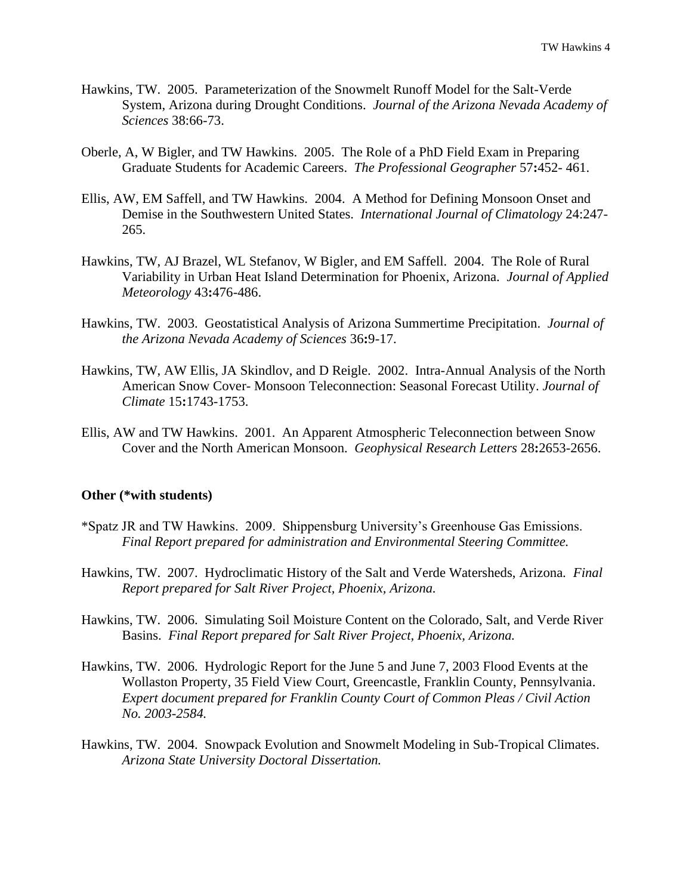Hawkins, TW. 2005. Parameterization of the Snowmelt Runoff Model for the Salt-Verde System, Arizona during Drought Conditions. *Journal of the Arizona Nevada Academy of Sciences* 38:66-73.

Oberle, A, W Bigler, and TW Hawkins. 2005. The Role of a PhD Field Exam in Preparing Graduate Students for Academic Careers. *The Professional Geographer* 57**:**452- 461.

Ellis, AW, EM Saffell, and TW Hawkins. 2004. A Method for Defining Monsoon Onset and Demise in the Southwestern United States. *International Journal of Climatology* 24:247-265.

Hawkins, TW, AJ Brazel, WL Stefanov, W Bigler, and EM Saffell. 2004. The Role of Rural Variability in Urban Heat Island Determination for Phoenix, Arizona. *Journal of Applied Meteorology* 43**:**476-486.

Hawkins, TW. 2003. Geostatistical Analysis of Arizona Summertime Precipitation. *Journal of the Arizona Nevada Academy of Sciences* 36**:**9-17.

Hawkins, TW, AW Ellis, JA Skindlov, and D Reigle. 2002. Intra-Annual Analysis of the North American Snow Cover- Monsoon Teleconnection: Seasonal Forecast Utility. *Journal of Climate* 15**:**1743-1753.

Ellis, AW and TW Hawkins. 2001. An Apparent Atmospheric Teleconnection between Snow Cover and the North American Monsoon. *Geophysical Research Letters* 28**:**2653-2656.

**Other (*with students)**

*Spatz JR and TW Hawkins. 2009. Shippensburg University's Greenhouse Gas Emissions. *Final Report prepared for administration and Environmental Steering Committee.*

Hawkins, TW. 2007. Hydroclimatic History of the Salt and Verde Watersheds, Arizona. *Final Report prepared for Salt River Project, Phoenix, Arizona.*

Hawkins, TW. 2006. Simulating Soil Moisture Content on the Colorado, Salt, and Verde River Basins. *Final Report prepared for Salt River Project, Phoenix, Arizona.*

Hawkins, TW. 2006. Hydrologic Report for the June 5 and June 7, 2003 Flood Events at the Wollaston Property, 35 Field View Court, Greencastle, Franklin County, Pennsylvania. *Expert document prepared for Franklin County Court of Common Pleas / Civil Action No. 2003-2584.*

Hawkins, TW. 2004. Snowpack Evolution and Snowmelt Modeling in Sub-Tropical Climates. *Arizona State University Doctoral Dissertation.*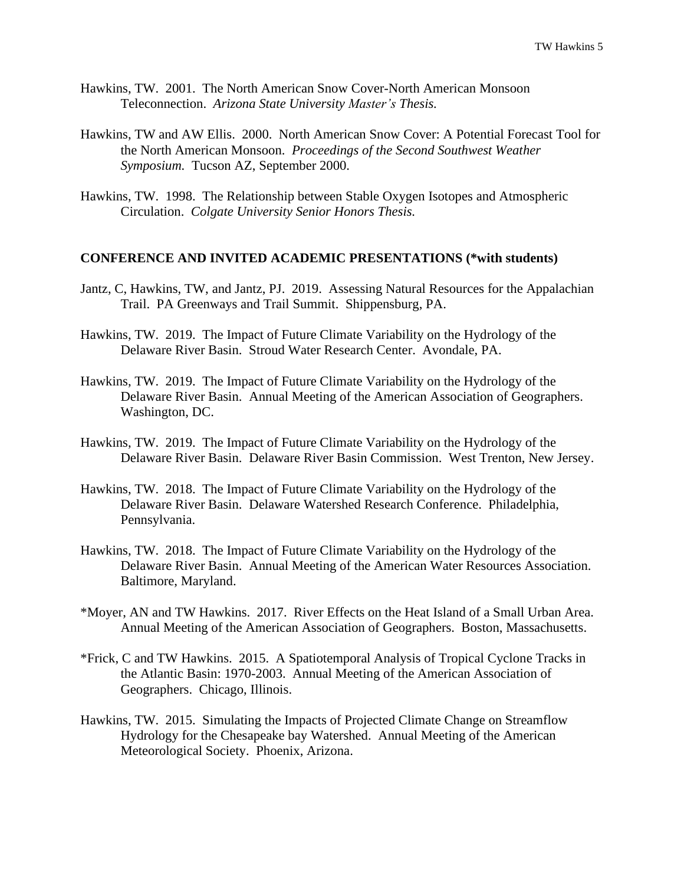Hawkins, TW. 2001. The North American Snow Cover-North American Monsoon Teleconnection. *Arizona State University Master's Thesis.*

Hawkins, TW and AW Ellis. 2000. North American Snow Cover: A Potential Forecast Tool for the North American Monsoon. *Proceedings of the Second Southwest Weather Symposium.* Tucson AZ, September 2000.

Hawkins, TW. 1998. The Relationship between Stable Oxygen Isotopes and Atmospheric Circulation. *Colgate University Senior Honors Thesis.*

**CONFERENCE AND INVITED ACADEMIC PRESENTATIONS (*with students)**

Jantz, C, Hawkins, TW, and Jantz, PJ. 2019. Assessing Natural Resources for the Appalachian Trail. PA Greenways and Trail Summit. Shippensburg, PA.

Hawkins, TW. 2019. The Impact of Future Climate Variability on the Hydrology of the Delaware River Basin. Stroud Water Research Center. Avondale, PA.

Hawkins, TW. 2019. The Impact of Future Climate Variability on the Hydrology of the Delaware River Basin. Annual Meeting of the American Association of Geographers. Washington, DC.

Hawkins, TW. 2019. The Impact of Future Climate Variability on the Hydrology of the Delaware River Basin. Delaware River Basin Commission. West Trenton, New Jersey.

Hawkins, TW. 2018. The Impact of Future Climate Variability on the Hydrology of the Delaware River Basin. Delaware Watershed Research Conference. Philadelphia, Pennsylvania.

Hawkins, TW. 2018. The Impact of Future Climate Variability on the Hydrology of the Delaware River Basin. Annual Meeting of the American Water Resources Association. Baltimore, Maryland.

*Moyer, AN and TW Hawkins. 2017. River Effects on the Heat Island of a Small Urban Area. Annual Meeting of the American Association of Geographers. Boston, Massachusetts.

*Frick, C and TW Hawkins. 2015. A Spatiotemporal Analysis of Tropical Cyclone Tracks in the Atlantic Basin: 1970-2003. Annual Meeting of the American Association of Geographers. Chicago, Illinois.

Hawkins, TW. 2015. Simulating the Impacts of Projected Climate Change on Streamflow Hydrology for the Chesapeake bay Watershed. Annual Meeting of the American Meteorological Society. Phoenix, Arizona.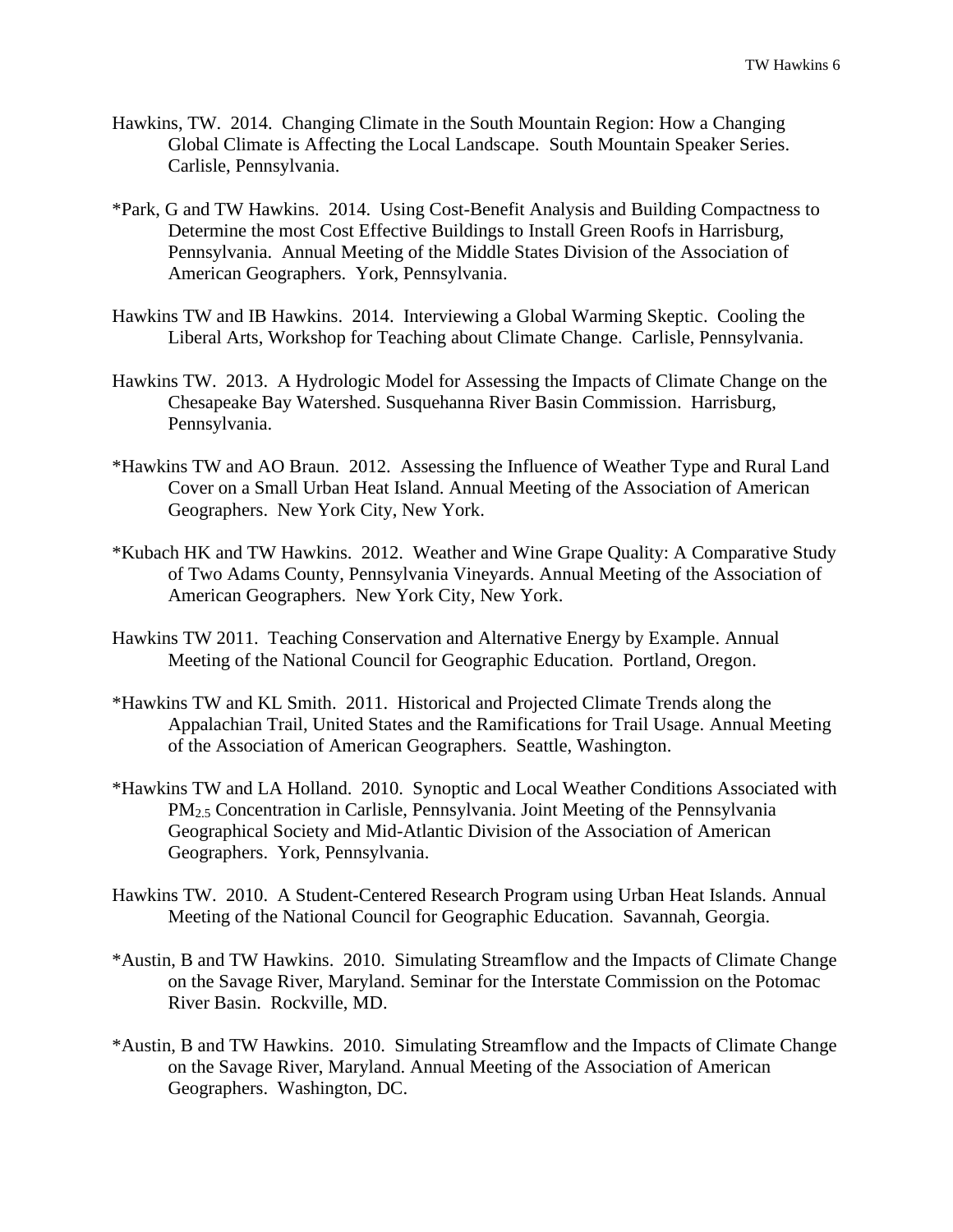Hawkins, TW. 2014. Changing Climate in the South Mountain Region: How a Changing Global Climate is Affecting the Local Landscape. South Mountain Speaker Series. Carlisle, Pennsylvania.

*Park, G and TW Hawkins. 2014. Using Cost-Benefit Analysis and Building Compactness to Determine the most Cost Effective Buildings to Install Green Roofs in Harrisburg, Pennsylvania. Annual Meeting of the Middle States Division of the Association of American Geographers. York, Pennsylvania.

Hawkins TW and IB Hawkins. 2014. Interviewing a Global Warming Skeptic. Cooling the Liberal Arts, Workshop for Teaching about Climate Change. Carlisle, Pennsylvania.

Hawkins TW. 2013. A Hydrologic Model for Assessing the Impacts of Climate Change on the Chesapeake Bay Watershed. Susquehanna River Basin Commission. Harrisburg, Pennsylvania.

*Hawkins TW and AO Braun. 2012. Assessing the Influence of Weather Type and Rural Land Cover on a Small Urban Heat Island. Annual Meeting of the Association of American Geographers. New York City, New York.

*Kubach HK and TW Hawkins. 2012. Weather and Wine Grape Quality: A Comparative Study of Two Adams County, Pennsylvania Vineyards. Annual Meeting of the Association of American Geographers. New York City, New York.

Hawkins TW 2011. Teaching Conservation and Alternative Energy by Example. Annual Meeting of the National Council for Geographic Education. Portland, Oregon.

*Hawkins TW and KL Smith. 2011. Historical and Projected Climate Trends along the Appalachian Trail, United States and the Ramifications for Trail Usage. Annual Meeting of the Association of American Geographers. Seattle, Washington.

*Hawkins TW and LA Holland. 2010. Synoptic and Local Weather Conditions Associated with $PM_{2.5}$ Concentration in Carlisle, Pennsylvania. Joint Meeting of the Pennsylvania Geographical Society and Mid-Atlantic Division of the Association of American Geographers. York, Pennsylvania.

Hawkins TW. 2010. A Student-Centered Research Program using Urban Heat Islands. Annual Meeting of the National Council for Geographic Education. Savannah, Georgia.

*Austin, B and TW Hawkins. 2010. Simulating Streamflow and the Impacts of Climate Change on the Savage River, Maryland. Seminar for the Interstate Commission on the Potomac River Basin. Rockville, MD.

*Austin, B and TW Hawkins. 2010. Simulating Streamflow and the Impacts of Climate Change on the Savage River, Maryland. Annual Meeting of the Association of American Geographers. Washington, DC.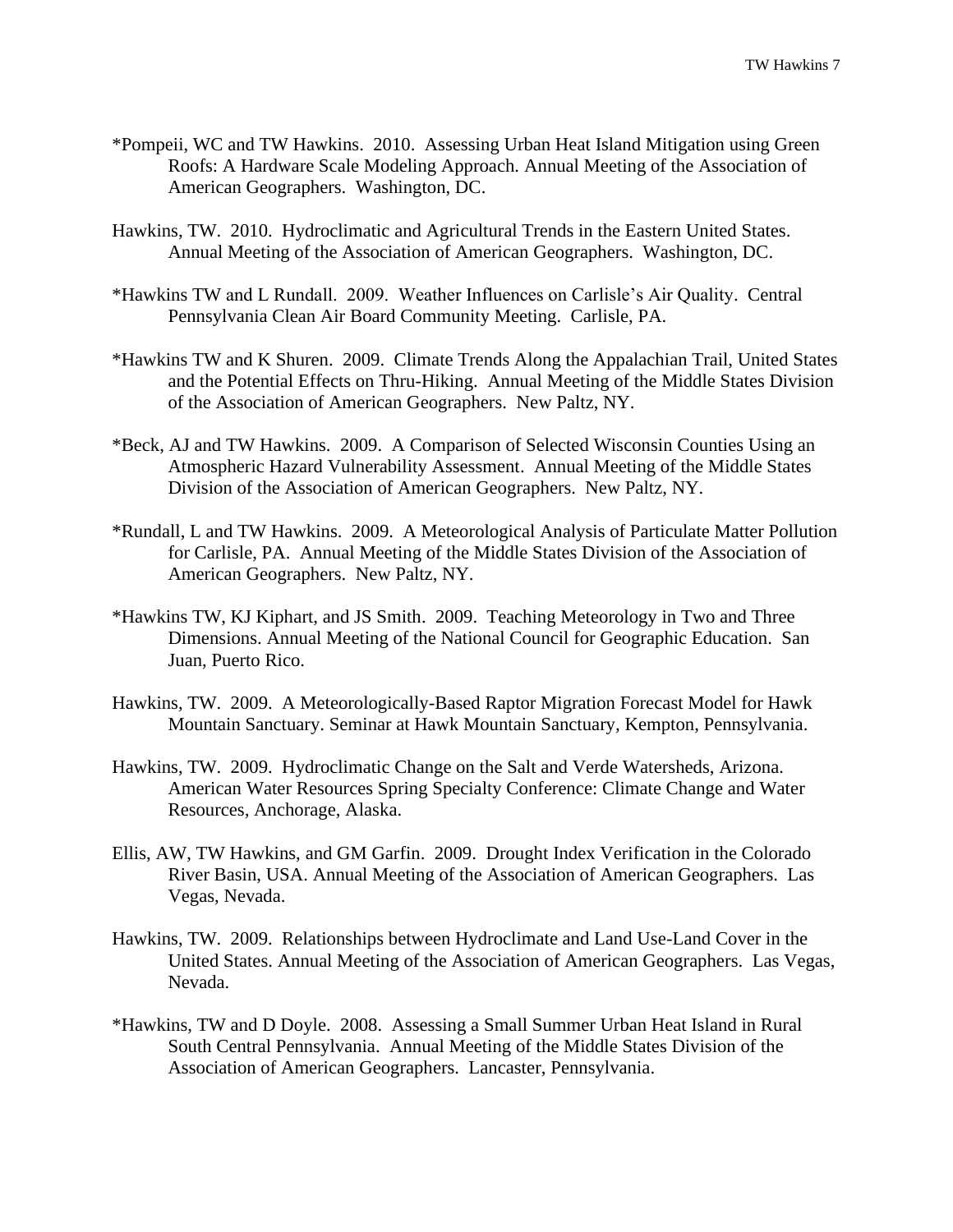*Pompeii, WC and TW Hawkins. 2010. Assessing Urban Heat Island Mitigation using Green Roofs: A Hardware Scale Modeling Approach. Annual Meeting of the Association of American Geographers. Washington, DC.

Hawkins, TW. 2010. Hydroclimatic and Agricultural Trends in the Eastern United States. Annual Meeting of the Association of American Geographers. Washington, DC.

*Hawkins TW and L Rundall. 2009. Weather Influences on Carlisle's Air Quality. Central Pennsylvania Clean Air Board Community Meeting. Carlisle, PA.

*Hawkins TW and K Shuren. 2009. Climate Trends Along the Appalachian Trail, United States and the Potential Effects on Thru-Hiking. Annual Meeting of the Middle States Division of the Association of American Geographers. New Paltz, NY.

*Beck, AJ and TW Hawkins. 2009. A Comparison of Selected Wisconsin Counties Using an Atmospheric Hazard Vulnerability Assessment. Annual Meeting of the Middle States Division of the Association of American Geographers. New Paltz, NY.

*Rundall, L and TW Hawkins. 2009. A Meteorological Analysis of Particulate Matter Pollution for Carlisle, PA. Annual Meeting of the Middle States Division of the Association of American Geographers. New Paltz, NY.

*Hawkins TW, KJ Kiphart, and JS Smith. 2009. Teaching Meteorology in Two and Three Dimensions. Annual Meeting of the National Council for Geographic Education. San Juan, Puerto Rico.

Hawkins, TW. 2009. A Meteorologically-Based Raptor Migration Forecast Model for Hawk Mountain Sanctuary. Seminar at Hawk Mountain Sanctuary, Kempton, Pennsylvania.

Hawkins, TW. 2009. Hydroclimatic Change on the Salt and Verde Watersheds, Arizona. American Water Resources Spring Specialty Conference: Climate Change and Water Resources, Anchorage, Alaska.

Ellis, AW, TW Hawkins, and GM Garfin. 2009. Drought Index Verification in the Colorado River Basin, USA. Annual Meeting of the Association of American Geographers. Las Vegas, Nevada.

Hawkins, TW. 2009. Relationships between Hydroclimate and Land Use-Land Cover in the United States. Annual Meeting of the Association of American Geographers. Las Vegas, Nevada.

*Hawkins, TW and D Doyle. 2008. Assessing a Small Summer Urban Heat Island in Rural South Central Pennsylvania. Annual Meeting of the Middle States Division of the Association of American Geographers. Lancaster, Pennsylvania.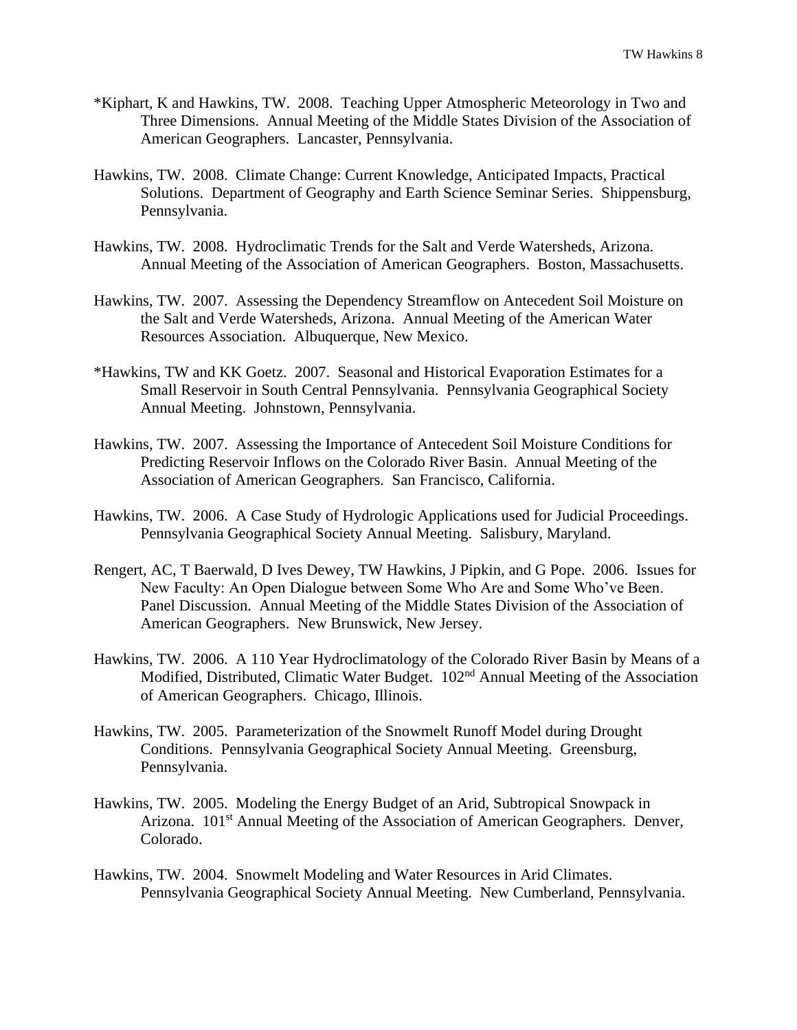*Kiphart, K and Hawkins, TW. 2008. Teaching Upper Atmospheric Meteorology in Two and Three Dimensions. Annual Meeting of the Middle States Division of the Association of American Geographers. Lancaster, Pennsylvania.

Hawkins, TW. 2008. Climate Change: Current Knowledge, Anticipated Impacts, Practical Solutions. Department of Geography and Earth Science Seminar Series. Shippensburg, Pennsylvania.

Hawkins, TW. 2008. Hydroclimatic Trends for the Salt and Verde Watersheds, Arizona. Annual Meeting of the Association of American Geographers. Boston, Massachusetts.

Hawkins, TW. 2007. Assessing the Dependency Streamflow on Antecedent Soil Moisture on the Salt and Verde Watersheds, Arizona. Annual Meeting of the American Water Resources Association. Albuquerque, New Mexico.

*Hawkins, TW and KK Goetz. 2007. Seasonal and Historical Evaporation Estimates for a Small Reservoir in South Central Pennsylvania. Pennsylvania Geographical Society Annual Meeting. Johnstown, Pennsylvania.

Hawkins, TW. 2007. Assessing the Importance of Antecedent Soil Moisture Conditions for Predicting Reservoir Inflows on the Colorado River Basin. Annual Meeting of the Association of American Geographers. San Francisco, California.

Hawkins, TW. 2006. A Case Study of Hydrologic Applications used for Judicial Proceedings. Pennsylvania Geographical Society Annual Meeting. Salisbury, Maryland.

Rengert, AC, T Baerwald, D Ives Dewey, TW Hawkins, J Pipkin, and G Pope. 2006. Issues for New Faculty: An Open Dialogue between Some Who Are and Some Who've Been. Panel Discussion. Annual Meeting of the Middle States Division of the Association of American Geographers. New Brunswick, New Jersey.

Hawkins, TW. 2006. A 110 Year Hydroclimatology of the Colorado River Basin by Means of a Modified, Distributed, Climatic Water Budget. 102nd Annual Meeting of the Association of American Geographers. Chicago, Illinois.

Hawkins, TW. 2005. Parameterization of the Snowmelt Runoff Model during Drought Conditions. Pennsylvania Geographical Society Annual Meeting. Greensburg, Pennsylvania.

Hawkins, TW. 2005. Modeling the Energy Budget of an Arid, Subtropical Snowpack in Arizona. 101st Annual Meeting of the Association of American Geographers. Denver, Colorado.

Hawkins, TW. 2004. Snowmelt Modeling and Water Resources in Arid Climates. Pennsylvania Geographical Society Annual Meeting. New Cumberland, Pennsylvania.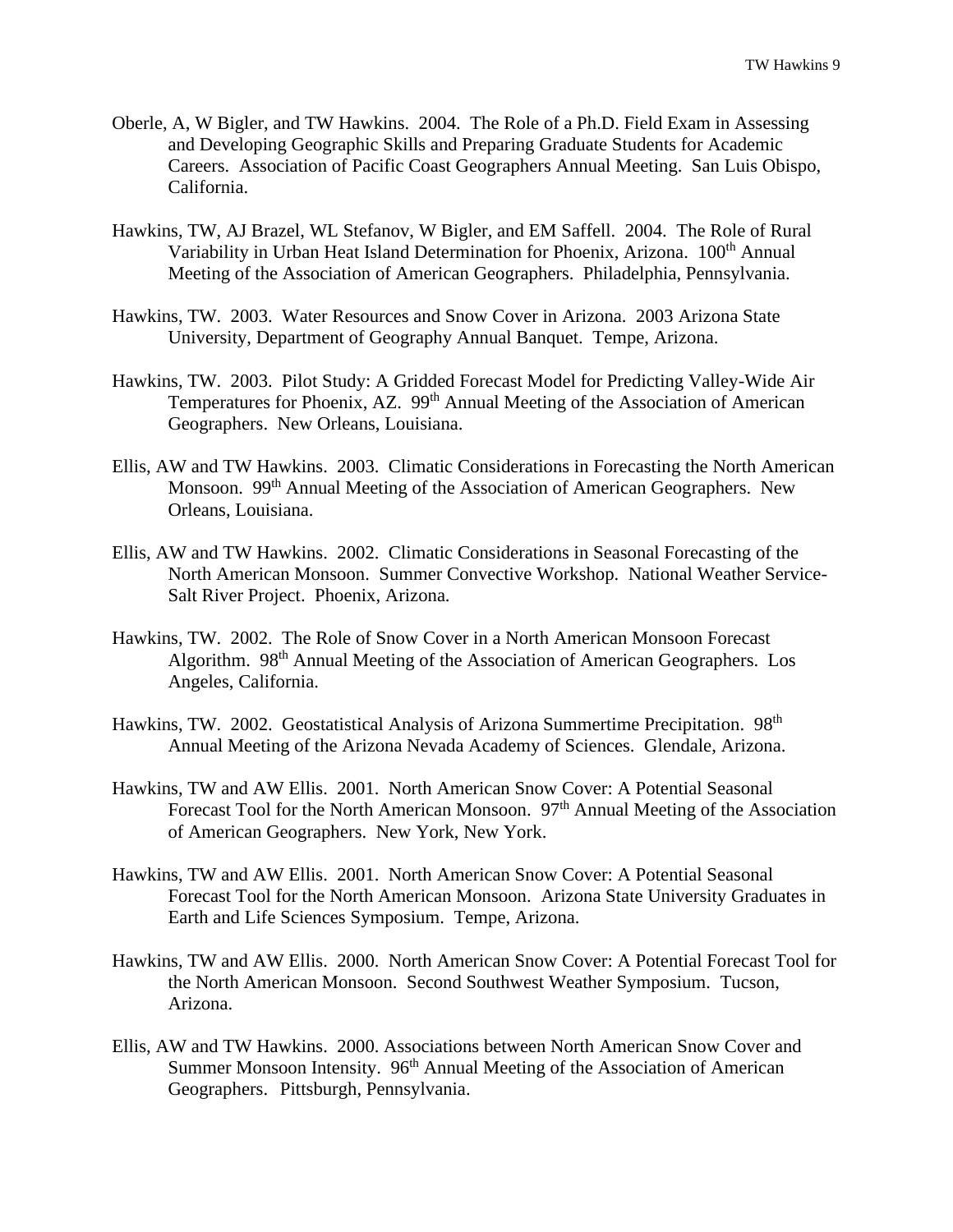Oberle, A, W Bigler, and TW Hawkins. 2004. The Role of a Ph.D. Field Exam in Assessing and Developing Geographic Skills and Preparing Graduate Students for Academic Careers. Association of Pacific Coast Geographers Annual Meeting. San Luis Obispo, California.

Hawkins, TW, AJ Brazel, WL Stefanov, W Bigler, and EM Saffell. 2004. The Role of Rural Variability in Urban Heat Island Determination for Phoenix, Arizona. 100th Annual Meeting of the Association of American Geographers. Philadelphia, Pennsylvania.

Hawkins, TW. 2003. Water Resources and Snow Cover in Arizona. 2003 Arizona State University, Department of Geography Annual Banquet. Tempe, Arizona.

Hawkins, TW. 2003. Pilot Study: A Gridded Forecast Model for Predicting Valley-Wide Air Temperatures for Phoenix, AZ. 99th Annual Meeting of the Association of American Geographers. New Orleans, Louisiana.

Ellis, AW and TW Hawkins. 2003. Climatic Considerations in Forecasting the North American Monsoon. 99th Annual Meeting of the Association of American Geographers. New Orleans, Louisiana.

Ellis, AW and TW Hawkins. 2002. Climatic Considerations in Seasonal Forecasting of the North American Monsoon. Summer Convective Workshop. National Weather Service-Salt River Project. Phoenix, Arizona.

Hawkins, TW. 2002. The Role of Snow Cover in a North American Monsoon Forecast Algorithm. 98th Annual Meeting of the Association of American Geographers. Los Angeles, California.

Hawkins, TW. 2002. Geostatistical Analysis of Arizona Summertime Precipitation. 98th Annual Meeting of the Arizona Nevada Academy of Sciences. Glendale, Arizona.

Hawkins, TW and AW Ellis. 2001. North American Snow Cover: A Potential Seasonal Forecast Tool for the North American Monsoon. 97th Annual Meeting of the Association of American Geographers. New York, New York.

Hawkins, TW and AW Ellis. 2001. North American Snow Cover: A Potential Seasonal Forecast Tool for the North American Monsoon. Arizona State University Graduates in Earth and Life Sciences Symposium. Tempe, Arizona.

Hawkins, TW and AW Ellis. 2000. North American Snow Cover: A Potential Forecast Tool for the North American Monsoon. Second Southwest Weather Symposium. Tucson, Arizona.

Ellis, AW and TW Hawkins. 2000. Associations between North American Snow Cover and Summer Monsoon Intensity. 96th Annual Meeting of the Association of American Geographers. Pittsburgh, Pennsylvania.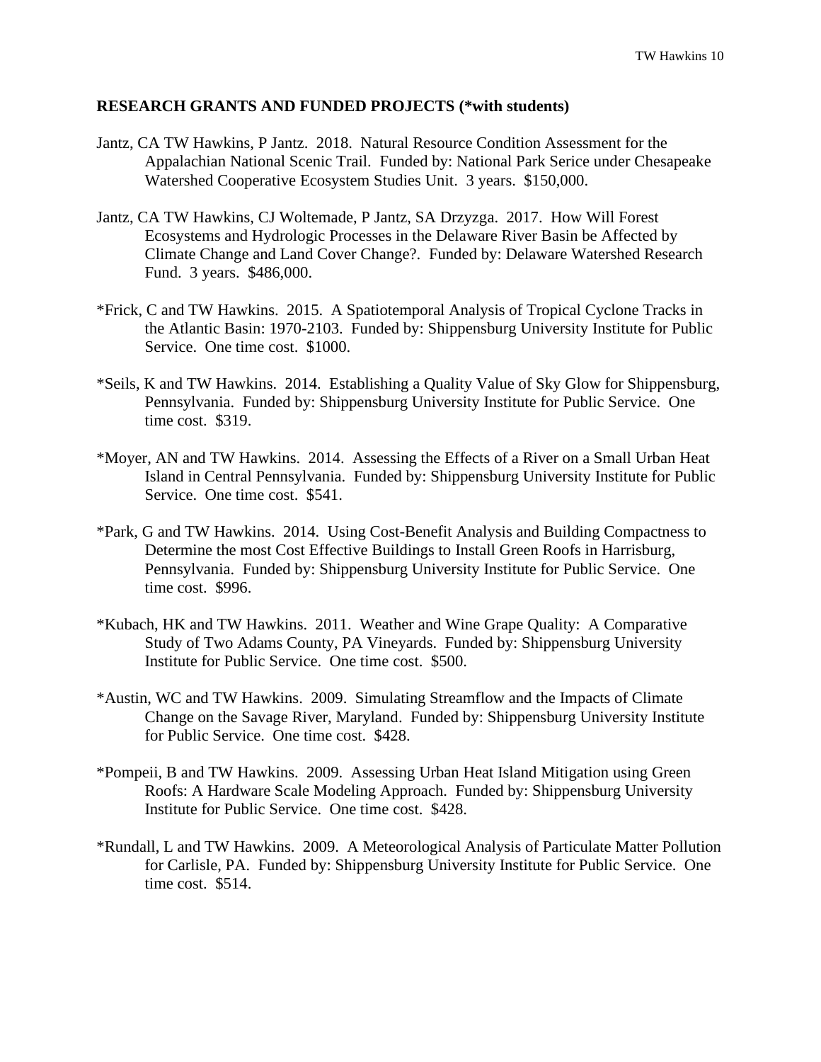**RESEARCH GRANTS AND FUNDED PROJECTS (*with students)**

Jantz, CA TW Hawkins, P Jantz. 2018. Natural Resource Condition Assessment for the Appalachian National Scenic Trail. Funded by: National Park Serice under Chesapeake Watershed Cooperative Ecosystem Studies Unit. 3 years. $150,000.

Jantz, CA TW Hawkins, CJ Woltemade, P Jantz, SA Drzyzga. 2017. How Will Forest Ecosystems and Hydrologic Processes in the Delaware River Basin be Affected by Climate Change and Land Cover Change?. Funded by: Delaware Watershed Research Fund. 3 years. $486,000.

*Frick, C and TW Hawkins. 2015. A Spatiotemporal Analysis of Tropical Cyclone Tracks in the Atlantic Basin: 1970-2103. Funded by: Shippensburg University Institute for Public Service. One time cost. $1000.

*Seils, K and TW Hawkins. 2014. Establishing a Quality Value of Sky Glow for Shippensburg, Pennsylvania. Funded by: Shippensburg University Institute for Public Service. One time cost. $319.

*Moyer, AN and TW Hawkins. 2014. Assessing the Effects of a River on a Small Urban Heat Island in Central Pennsylvania. Funded by: Shippensburg University Institute for Public Service. One time cost. $541.

*Park, G and TW Hawkins. 2014. Using Cost-Benefit Analysis and Building Compactness to Determine the most Cost Effective Buildings to Install Green Roofs in Harrisburg, Pennsylvania. Funded by: Shippensburg University Institute for Public Service. One time cost. $996.

*Kubach, HK and TW Hawkins. 2011. Weather and Wine Grape Quality: A Comparative Study of Two Adams County, PA Vineyards. Funded by: Shippensburg University Institute for Public Service. One time cost. $500.

*Austin, WC and TW Hawkins. 2009. Simulating Streamflow and the Impacts of Climate Change on the Savage River, Maryland. Funded by: Shippensburg University Institute for Public Service. One time cost. $428.

*Pompeii, B and TW Hawkins. 2009. Assessing Urban Heat Island Mitigation using Green Roofs: A Hardware Scale Modeling Approach. Funded by: Shippensburg University Institute for Public Service. One time cost. $428.

*Rundall, L and TW Hawkins. 2009. A Meteorological Analysis of Particulate Matter Pollution for Carlisle, PA. Funded by: Shippensburg University Institute for Public Service. One time cost. $514.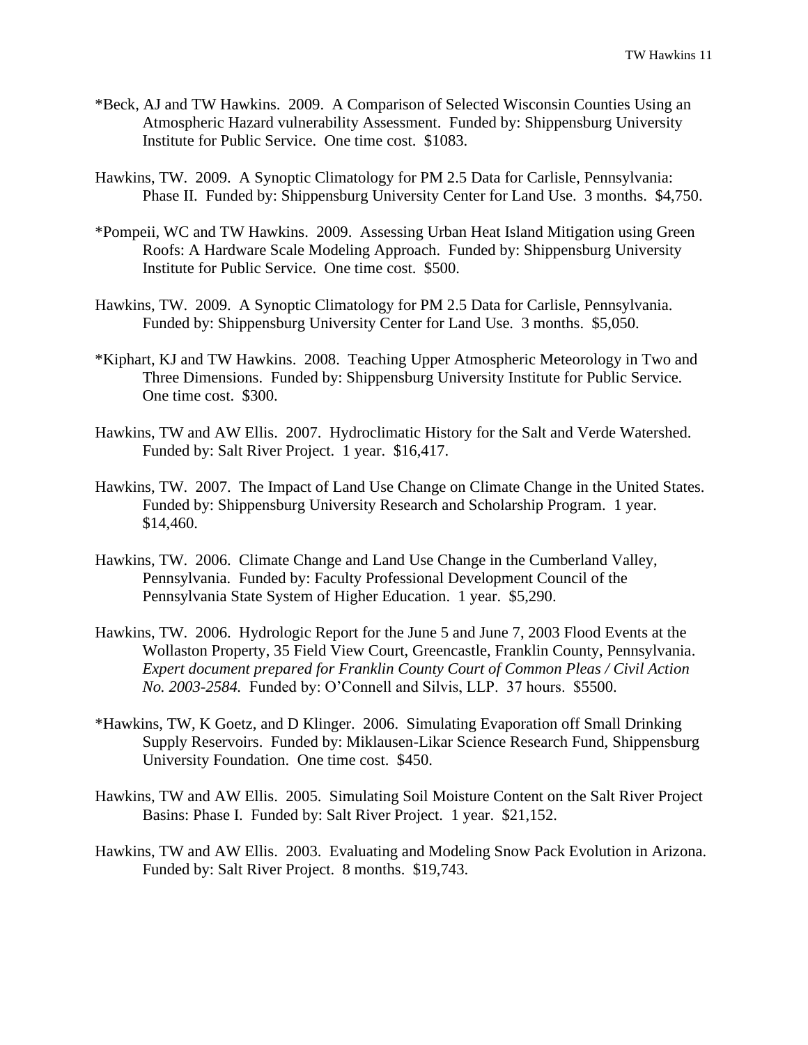*Beck, AJ and TW Hawkins. 2009. A Comparison of Selected Wisconsin Counties Using an Atmospheric Hazard vulnerability Assessment. Funded by: Shippensburg University Institute for Public Service. One time cost. $1083.

Hawkins, TW. 2009. A Synoptic Climatology for PM 2.5 Data for Carlisle, Pennsylvania: Phase II. Funded by: Shippensburg University Center for Land Use. 3 months. $4,750.

*Pompeii, WC and TW Hawkins. 2009. Assessing Urban Heat Island Mitigation using Green Roofs: A Hardware Scale Modeling Approach. Funded by: Shippensburg University Institute for Public Service. One time cost. $500.

Hawkins, TW. 2009. A Synoptic Climatology for PM 2.5 Data for Carlisle, Pennsylvania. Funded by: Shippensburg University Center for Land Use. 3 months. $5,050.

*Kiphart, KJ and TW Hawkins. 2008. Teaching Upper Atmospheric Meteorology in Two and Three Dimensions. Funded by: Shippensburg University Institute for Public Service. One time cost. $300.

Hawkins, TW and AW Ellis. 2007. Hydroclimatic History for the Salt and Verde Watershed. Funded by: Salt River Project. 1 year. $16,417.

Hawkins, TW. 2007. The Impact of Land Use Change on Climate Change in the United States. Funded by: Shippensburg University Research and Scholarship Program. 1 year. $14,460.

Hawkins, TW. 2006. Climate Change and Land Use Change in the Cumberland Valley, Pennsylvania. Funded by: Faculty Professional Development Council of the Pennsylvania State System of Higher Education. 1 year. $5,290.

Hawkins, TW. 2006. Hydrologic Report for the June 5 and June 7, 2003 Flood Events at the Wollaston Property, 35 Field View Court, Greencastle, Franklin County, Pennsylvania. *Expert document prepared for Franklin County Court of Common Pleas / Civil Action No. 2003-2584.* Funded by: O'Connell and Silvis, LLP. 37 hours. $5500.

*Hawkins, TW, K Goetz, and D Klinger. 2006. Simulating Evaporation off Small Drinking Supply Reservoirs. Funded by: Miklausen-Likar Science Research Fund, Shippensburg University Foundation. One time cost. $450.

Hawkins, TW and AW Ellis. 2005. Simulating Soil Moisture Content on the Salt River Project Basins: Phase I. Funded by: Salt River Project. 1 year. $21,152.

Hawkins, TW and AW Ellis. 2003. Evaluating and Modeling Snow Pack Evolution in Arizona. Funded by: Salt River Project. 8 months. $19,743.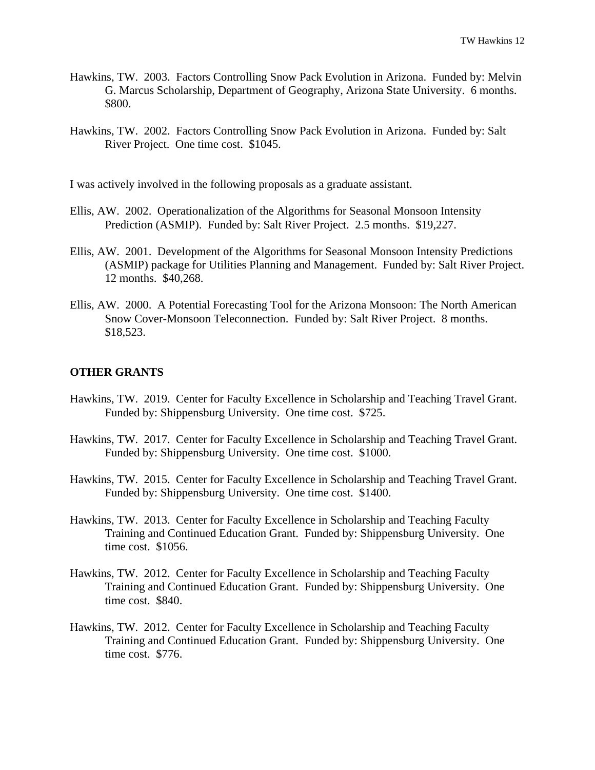Hawkins, TW. 2003. Factors Controlling Snow Pack Evolution in Arizona. Funded by: Melvin G. Marcus Scholarship, Department of Geography, Arizona State University. 6 months. $800.

Hawkins, TW. 2002. Factors Controlling Snow Pack Evolution in Arizona. Funded by: Salt River Project. One time cost. $1045.

I was actively involved in the following proposals as a graduate assistant.

Ellis, AW. 2002. Operationalization of the Algorithms for Seasonal Monsoon Intensity Prediction (ASMIP). Funded by: Salt River Project. 2.5 months. $19,227.

Ellis, AW. 2001. Development of the Algorithms for Seasonal Monsoon Intensity Predictions (ASMIP) package for Utilities Planning and Management. Funded by: Salt River Project. 12 months. $40,268.

Ellis, AW. 2000. A Potential Forecasting Tool for the Arizona Monsoon: The North American Snow Cover-Monsoon Teleconnection. Funded by: Salt River Project. 8 months. $18,523.

**OTHER GRANTS**

Hawkins, TW. 2019. Center for Faculty Excellence in Scholarship and Teaching Travel Grant. Funded by: Shippensburg University. One time cost. $725.

Hawkins, TW. 2017. Center for Faculty Excellence in Scholarship and Teaching Travel Grant. Funded by: Shippensburg University. One time cost. $1000.

Hawkins, TW. 2015. Center for Faculty Excellence in Scholarship and Teaching Travel Grant. Funded by: Shippensburg University. One time cost. $1400.

Hawkins, TW. 2013. Center for Faculty Excellence in Scholarship and Teaching Faculty Training and Continued Education Grant. Funded by: Shippensburg University. One time cost. $1056.

Hawkins, TW. 2012. Center for Faculty Excellence in Scholarship and Teaching Faculty Training and Continued Education Grant. Funded by: Shippensburg University. One time cost. $840.

Hawkins, TW. 2012. Center for Faculty Excellence in Scholarship and Teaching Faculty Training and Continued Education Grant. Funded by: Shippensburg University. One time cost. $776.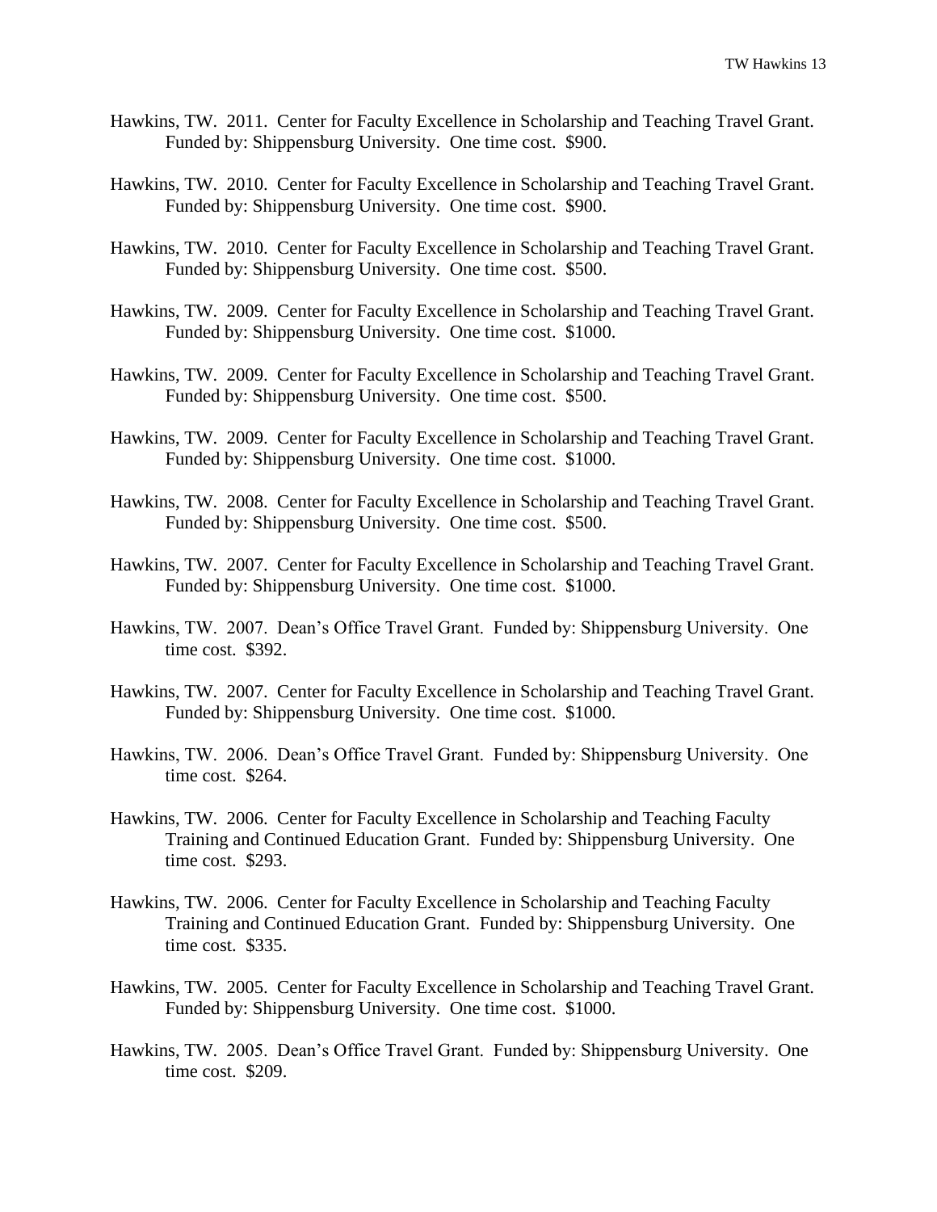Hawkins, TW. 2011. Center for Faculty Excellence in Scholarship and Teaching Travel Grant. Funded by: Shippensburg University. One time cost. $900.

Hawkins, TW. 2010. Center for Faculty Excellence in Scholarship and Teaching Travel Grant. Funded by: Shippensburg University. One time cost. $900.

Hawkins, TW. 2010. Center for Faculty Excellence in Scholarship and Teaching Travel Grant. Funded by: Shippensburg University. One time cost. $500.

Hawkins, TW. 2009. Center for Faculty Excellence in Scholarship and Teaching Travel Grant. Funded by: Shippensburg University. One time cost. $1000.

Hawkins, TW. 2009. Center for Faculty Excellence in Scholarship and Teaching Travel Grant. Funded by: Shippensburg University. One time cost. $500.

Hawkins, TW. 2009. Center for Faculty Excellence in Scholarship and Teaching Travel Grant. Funded by: Shippensburg University. One time cost. $1000.

Hawkins, TW. 2008. Center for Faculty Excellence in Scholarship and Teaching Travel Grant. Funded by: Shippensburg University. One time cost. $500.

Hawkins, TW. 2007. Center for Faculty Excellence in Scholarship and Teaching Travel Grant. Funded by: Shippensburg University. One time cost. $1000.

Hawkins, TW. 2007. Dean's Office Travel Grant. Funded by: Shippensburg University. One time cost. $392.

Hawkins, TW. 2007. Center for Faculty Excellence in Scholarship and Teaching Travel Grant. Funded by: Shippensburg University. One time cost. $1000.

Hawkins, TW. 2006. Dean's Office Travel Grant. Funded by: Shippensburg University. One time cost. $264.

Hawkins, TW. 2006. Center for Faculty Excellence in Scholarship and Teaching Faculty Training and Continued Education Grant. Funded by: Shippensburg University. One time cost. $293.

Hawkins, TW. 2006. Center for Faculty Excellence in Scholarship and Teaching Faculty Training and Continued Education Grant. Funded by: Shippensburg University. One time cost. $335.

Hawkins, TW. 2005. Center for Faculty Excellence in Scholarship and Teaching Travel Grant. Funded by: Shippensburg University. One time cost. $1000.

Hawkins, TW. 2005. Dean's Office Travel Grant. Funded by: Shippensburg University. One time cost. $209.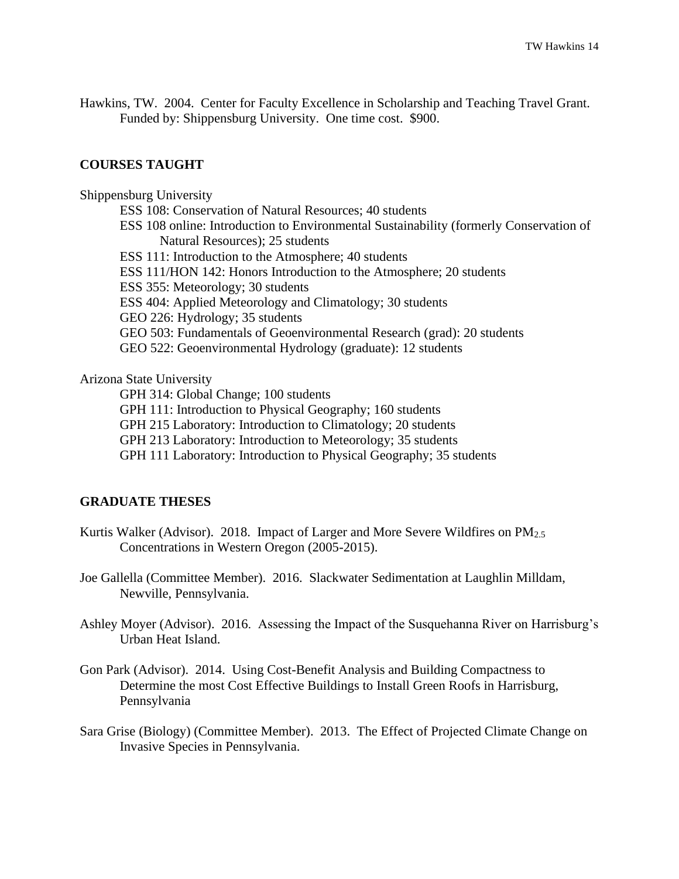Hawkins, TW. 2004. Center for Faculty Excellence in Scholarship and Teaching Travel Grant. Funded by: Shippensburg University. One time cost. $900.

## COURSES TAUGHT

Shippensburg University

- ESS 108: Conservation of Natural Resources; 40 students
- ESS 108 online: Introduction to Environmental Sustainability (formerly Conservation of Natural Resources); 25 students
- ESS 111: Introduction to the Atmosphere; 40 students
- ESS 111/HON 142: Honors Introduction to the Atmosphere; 20 students
- ESS 355: Meteorology; 30 students
- ESS 404: Applied Meteorology and Climatology; 30 students
- GEO 226: Hydrology; 35 students
- GEO 503: Fundamentals of Geoenvironmental Research (grad): 20 students
- GEO 522: Geoenvironmental Hydrology (graduate): 12 students

Arizona State University

- GPH 314: Global Change; 100 students
- GPH 111: Introduction to Physical Geography; 160 students
- GPH 215 Laboratory: Introduction to Climatology; 20 students
- GPH 213 Laboratory: Introduction to Meteorology; 35 students
- GPH 111 Laboratory: Introduction to Physical Geography; 35 students

## GRADUATE THESES

Kurtis Walker (Advisor). 2018. Impact of Larger and More Severe Wildfires on $PM_{2.5}$ Concentrations in Western Oregon (2005-2015).

Joe Gallella (Committee Member). 2016. Slackwater Sedimentation at Laughlin Milldam, Newville, Pennsylvania.

Ashley Moyer (Advisor). 2016. Assessing the Impact of the Susquehanna River on Harrisburg's Urban Heat Island.

Gon Park (Advisor). 2014. Using Cost-Benefit Analysis and Building Compactness to Determine the most Cost Effective Buildings to Install Green Roofs in Harrisburg, Pennsylvania

Sara Grise (Biology) (Committee Member). 2013. The Effect of Projected Climate Change on Invasive Species in Pennsylvania.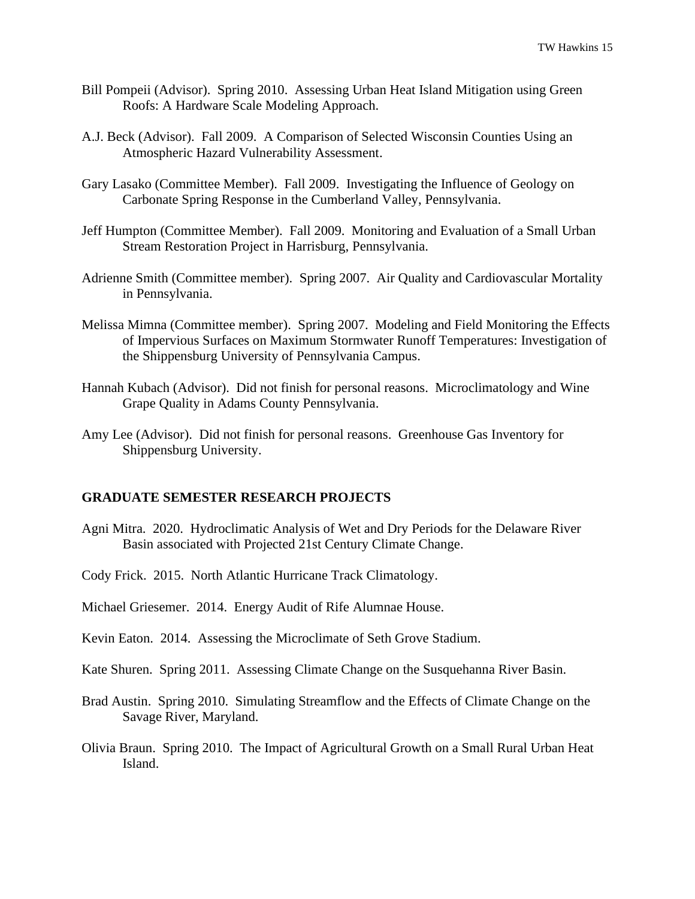Bill Pompeii (Advisor). Spring 2010. Assessing Urban Heat Island Mitigation using Green Roofs: A Hardware Scale Modeling Approach.

A.J. Beck (Advisor). Fall 2009. A Comparison of Selected Wisconsin Counties Using an Atmospheric Hazard Vulnerability Assessment.

Gary Lasako (Committee Member). Fall 2009. Investigating the Influence of Geology on Carbonate Spring Response in the Cumberland Valley, Pennsylvania.

Jeff Humpton (Committee Member). Fall 2009. Monitoring and Evaluation of a Small Urban Stream Restoration Project in Harrisburg, Pennsylvania.

Adrienne Smith (Committee member). Spring 2007. Air Quality and Cardiovascular Mortality in Pennsylvania.

Melissa Mimna (Committee member). Spring 2007. Modeling and Field Monitoring the Effects of Impervious Surfaces on Maximum Stormwater Runoff Temperatures: Investigation of the Shippensburg University of Pennsylvania Campus.

Hannah Kubach (Advisor). Did not finish for personal reasons. Microclimatology and Wine Grape Quality in Adams County Pennsylvania.

Amy Lee (Advisor). Did not finish for personal reasons. Greenhouse Gas Inventory for Shippensburg University.

## GRADUATE SEMESTER RESEARCH PROJECTS

Agni Mitra. 2020. Hydroclimatic Analysis of Wet and Dry Periods for the Delaware River Basin associated with Projected 21st Century Climate Change.

Cody Frick. 2015. North Atlantic Hurricane Track Climatology.

Michael Griesemer. 2014. Energy Audit of Rife Alumnae House.

Kevin Eaton. 2014. Assessing the Microclimate of Seth Grove Stadium.

Kate Shuren. Spring 2011. Assessing Climate Change on the Susquehanna River Basin.

Brad Austin. Spring 2010. Simulating Streamflow and the Effects of Climate Change on the Savage River, Maryland.

Olivia Braun. Spring 2010. The Impact of Agricultural Growth on a Small Rural Urban Heat Island.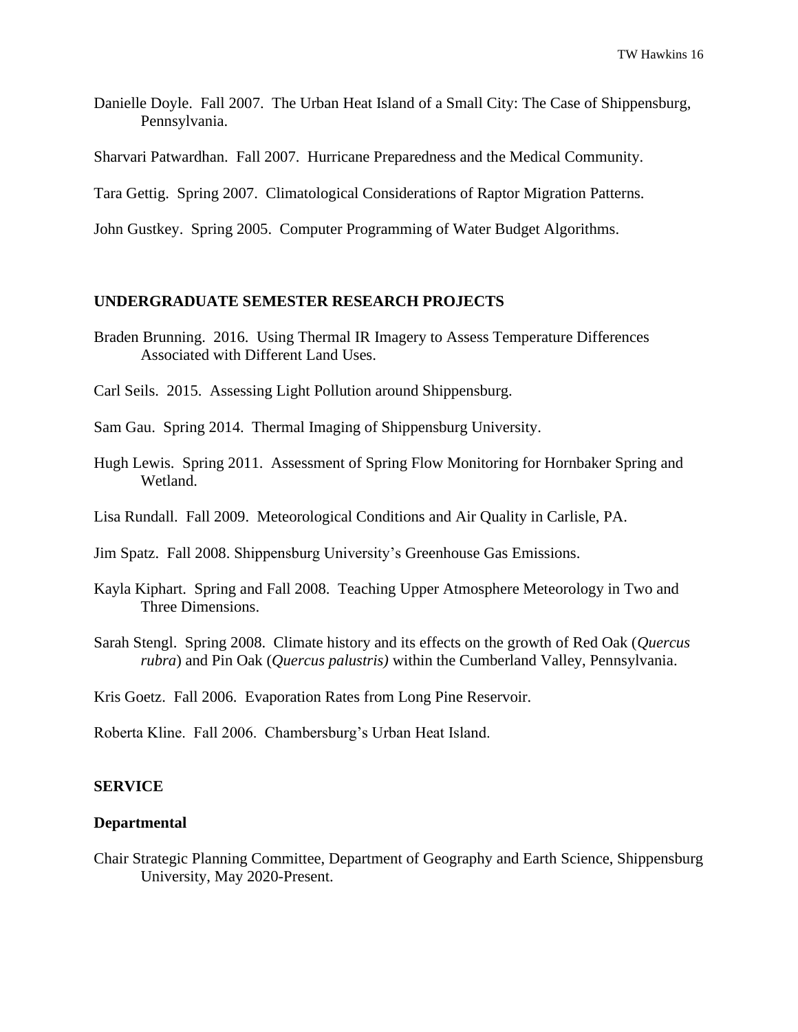Danielle Doyle. Fall 2007. The Urban Heat Island of a Small City: The Case of Shippensburg, Pennsylvania.

Sharvari Patwardhan. Fall 2007. Hurricane Preparedness and the Medical Community.

Tara Gettig. Spring 2007. Climatological Considerations of Raptor Migration Patterns.

John Gustkey. Spring 2005. Computer Programming of Water Budget Algorithms.

## UNDERGRADUATE SEMESTER RESEARCH PROJECTS

Braden Brunning. 2016. Using Thermal IR Imagery to Assess Temperature Differences Associated with Different Land Uses.

Carl Seils. 2015. Assessing Light Pollution around Shippensburg.

Sam Gau. Spring 2014. Thermal Imaging of Shippensburg University.

Hugh Lewis. Spring 2011. Assessment of Spring Flow Monitoring for Hornbaker Spring and Wetland.

Lisa Rundall. Fall 2009. Meteorological Conditions and Air Quality in Carlisle, PA.

Jim Spatz. Fall 2008. Shippensburg University's Greenhouse Gas Emissions.

Kayla Kiphart. Spring and Fall 2008. Teaching Upper Atmosphere Meteorology in Two and Three Dimensions.

Sarah Stengl. Spring 2008. Climate history and its effects on the growth of Red Oak (*Quercus rubra*) and Pin Oak (*Quercus palustris)* within the Cumberland Valley, Pennsylvania.

Kris Goetz. Fall 2006. Evaporation Rates from Long Pine Reservoir.

Roberta Kline. Fall 2006. Chambersburg's Urban Heat Island.

## SERVICE

### Departmental

Chair Strategic Planning Committee, Department of Geography and Earth Science, Shippensburg University, May 2020-Present.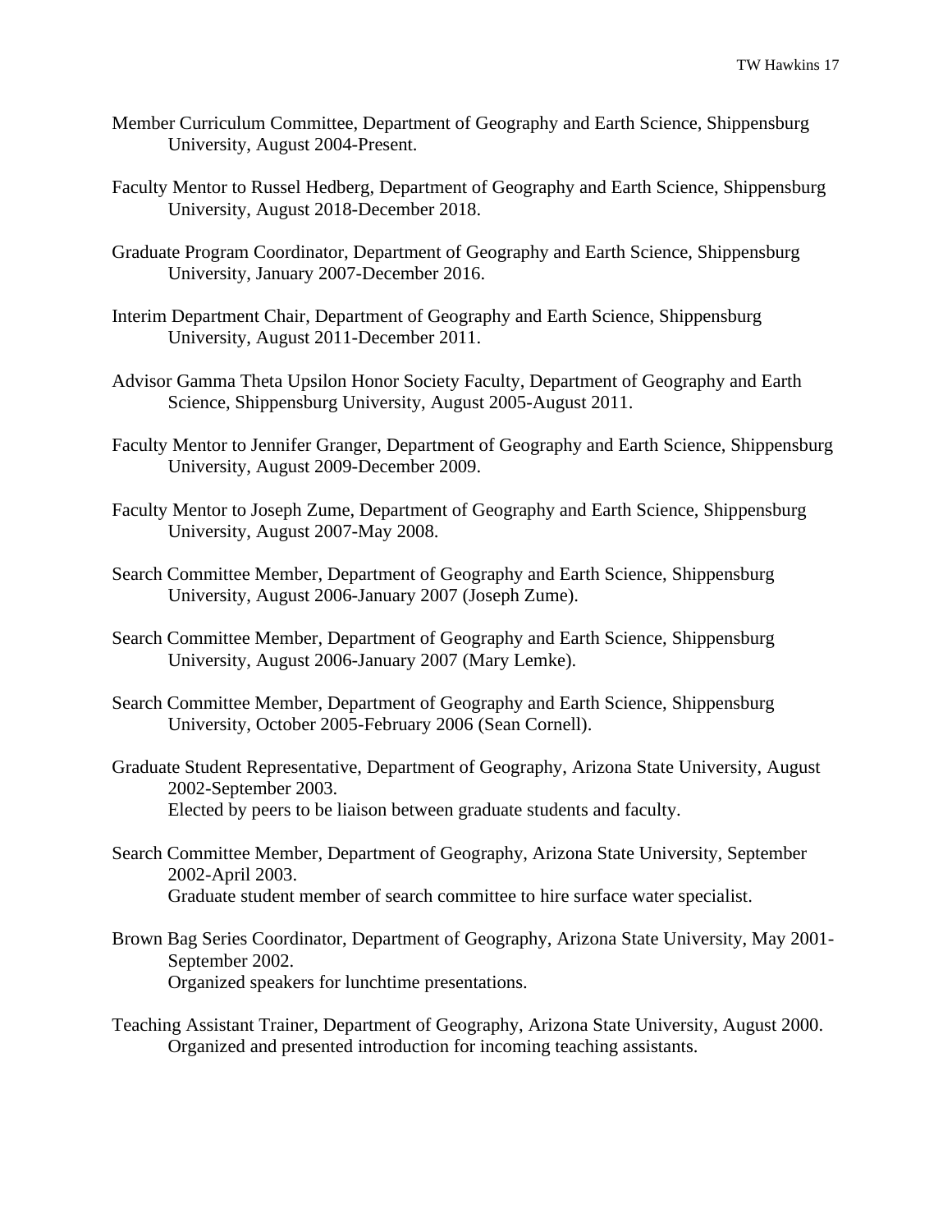Member Curriculum Committee, Department of Geography and Earth Science, Shippensburg University, August 2004-Present.

Faculty Mentor to Russel Hedberg, Department of Geography and Earth Science, Shippensburg University, August 2018-December 2018.

Graduate Program Coordinator, Department of Geography and Earth Science, Shippensburg University, January 2007-December 2016.

Interim Department Chair, Department of Geography and Earth Science, Shippensburg University, August 2011-December 2011.

Advisor Gamma Theta Upsilon Honor Society Faculty, Department of Geography and Earth Science, Shippensburg University, August 2005-August 2011.

Faculty Mentor to Jennifer Granger, Department of Geography and Earth Science, Shippensburg University, August 2009-December 2009.

Faculty Mentor to Joseph Zume, Department of Geography and Earth Science, Shippensburg University, August 2007-May 2008.

Search Committee Member, Department of Geography and Earth Science, Shippensburg University, August 2006-January 2007 (Joseph Zume).

Search Committee Member, Department of Geography and Earth Science, Shippensburg University, August 2006-January 2007 (Mary Lemke).

Search Committee Member, Department of Geography and Earth Science, Shippensburg University, October 2005-February 2006 (Sean Cornell).

Graduate Student Representative, Department of Geography, Arizona State University, August 2002-September 2003.
Elected by peers to be liaison between graduate students and faculty.

Search Committee Member, Department of Geography, Arizona State University, September 2002-April 2003.
Graduate student member of search committee to hire surface water specialist.

Brown Bag Series Coordinator, Department of Geography, Arizona State University, May 2001-September 2002.
Organized speakers for lunchtime presentations.

Teaching Assistant Trainer, Department of Geography, Arizona State University, August 2000.
Organized and presented introduction for incoming teaching assistants.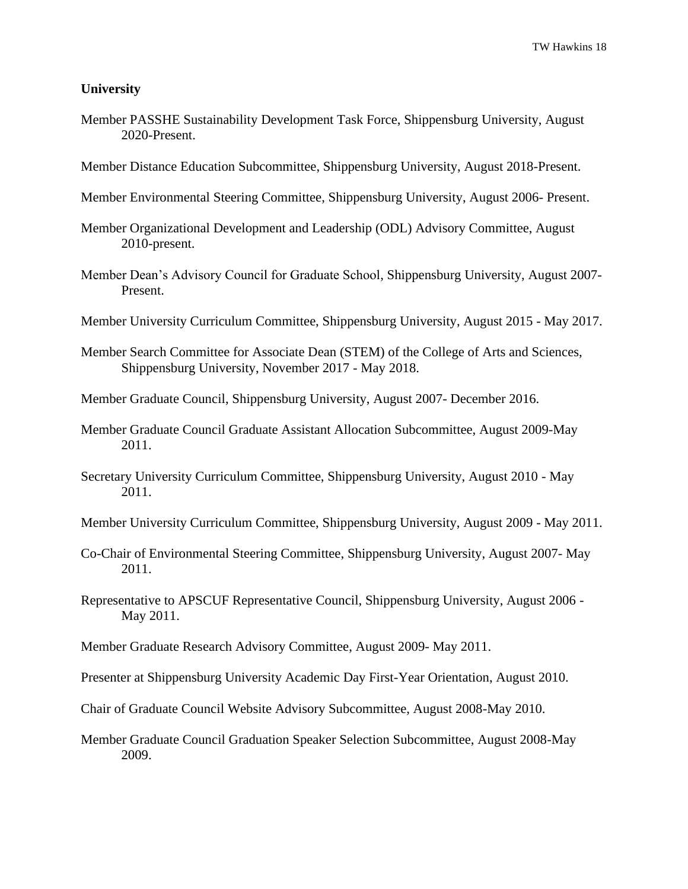**University**

Member PASSHE Sustainability Development Task Force, Shippensburg University, August 2020-Present.

Member Distance Education Subcommittee, Shippensburg University, August 2018-Present.

Member Environmental Steering Committee, Shippensburg University, August 2006- Present.

Member Organizational Development and Leadership (ODL) Advisory Committee, August 2010-present.

Member Dean's Advisory Council for Graduate School, Shippensburg University, August 2007-Present.

Member University Curriculum Committee, Shippensburg University, August 2015 - May 2017.

Member Search Committee for Associate Dean (STEM) of the College of Arts and Sciences, Shippensburg University, November 2017 - May 2018.

Member Graduate Council, Shippensburg University, August 2007- December 2016.

Member Graduate Council Graduate Assistant Allocation Subcommittee, August 2009-May 2011.

Secretary University Curriculum Committee, Shippensburg University, August 2010 - May 2011.

Member University Curriculum Committee, Shippensburg University, August 2009 - May 2011.

Co-Chair of Environmental Steering Committee, Shippensburg University, August 2007- May 2011.

Representative to APSCUF Representative Council, Shippensburg University, August 2006 - May 2011.

Member Graduate Research Advisory Committee, August 2009- May 2011.

Presenter at Shippensburg University Academic Day First-Year Orientation, August 2010.

Chair of Graduate Council Website Advisory Subcommittee, August 2008-May 2010.

Member Graduate Council Graduation Speaker Selection Subcommittee, August 2008-May 2009.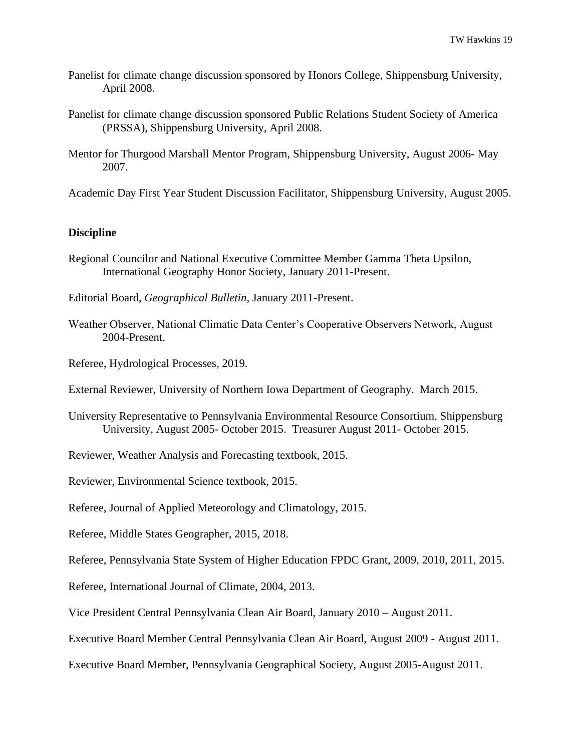Panelist for climate change discussion sponsored by Honors College, Shippensburg University, April 2008.

Panelist for climate change discussion sponsored Public Relations Student Society of America (PRSSA), Shippensburg University, April 2008.

Mentor for Thurgood Marshall Mentor Program, Shippensburg University, August 2006- May 2007.

Academic Day First Year Student Discussion Facilitator, Shippensburg University, August 2005.

**Discipline**

Regional Councilor and National Executive Committee Member Gamma Theta Upsilon, International Geography Honor Society, January 2011-Present.

Editorial Board, *Geographical Bulletin*, January 2011-Present.

Weather Observer, National Climatic Data Center's Cooperative Observers Network, August 2004-Present.

Referee, Hydrological Processes, 2019.

External Reviewer, University of Northern Iowa Department of Geography. March 2015.

University Representative to Pennsylvania Environmental Resource Consortium, Shippensburg University, August 2005- October 2015. Treasurer August 2011- October 2015.

Reviewer, Weather Analysis and Forecasting textbook, 2015.

Reviewer, Environmental Science textbook, 2015.

Referee, Journal of Applied Meteorology and Climatology, 2015.

Referee, Middle States Geographer, 2015, 2018.

Referee, Pennsylvania State System of Higher Education FPDC Grant, 2009, 2010, 2011, 2015.

Referee, International Journal of Climate, 2004, 2013.

Vice President Central Pennsylvania Clean Air Board, January 2010 – August 2011.

Executive Board Member Central Pennsylvania Clean Air Board, August 2009 - August 2011.

Executive Board Member, Pennsylvania Geographical Society, August 2005-August 2011.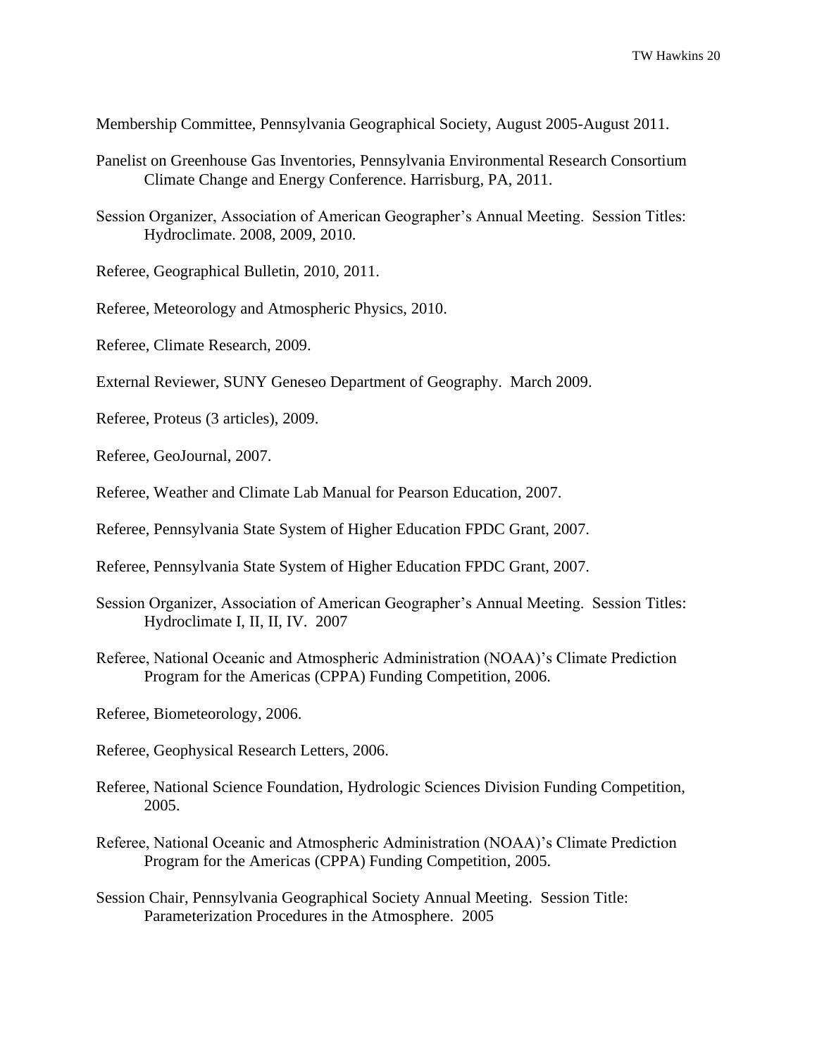Membership Committee, Pennsylvania Geographical Society, August 2005-August 2011.

Panelist on Greenhouse Gas Inventories, Pennsylvania Environmental Research Consortium Climate Change and Energy Conference. Harrisburg, PA, 2011.

Session Organizer, Association of American Geographer's Annual Meeting. Session Titles: Hydroclimate. 2008, 2009, 2010.

Referee, Geographical Bulletin, 2010, 2011.

Referee, Meteorology and Atmospheric Physics, 2010.

Referee, Climate Research, 2009.

External Reviewer, SUNY Geneseo Department of Geography. March 2009.

Referee, Proteus (3 articles), 2009.

Referee, GeoJournal, 2007.

Referee, Weather and Climate Lab Manual for Pearson Education, 2007.

Referee, Pennsylvania State System of Higher Education FPDC Grant, 2007.

Referee, Pennsylvania State System of Higher Education FPDC Grant, 2007.

Session Organizer, Association of American Geographer's Annual Meeting. Session Titles: Hydroclimate I, II, II, IV. 2007

Referee, National Oceanic and Atmospheric Administration (NOAA)'s Climate Prediction Program for the Americas (CPPA) Funding Competition, 2006.

Referee, Biometeorology, 2006.

Referee, Geophysical Research Letters, 2006.

Referee, National Science Foundation, Hydrologic Sciences Division Funding Competition, 2005.

Referee, National Oceanic and Atmospheric Administration (NOAA)'s Climate Prediction Program for the Americas (CPPA) Funding Competition, 2005.

Session Chair, Pennsylvania Geographical Society Annual Meeting. Session Title: Parameterization Procedures in the Atmosphere. 2005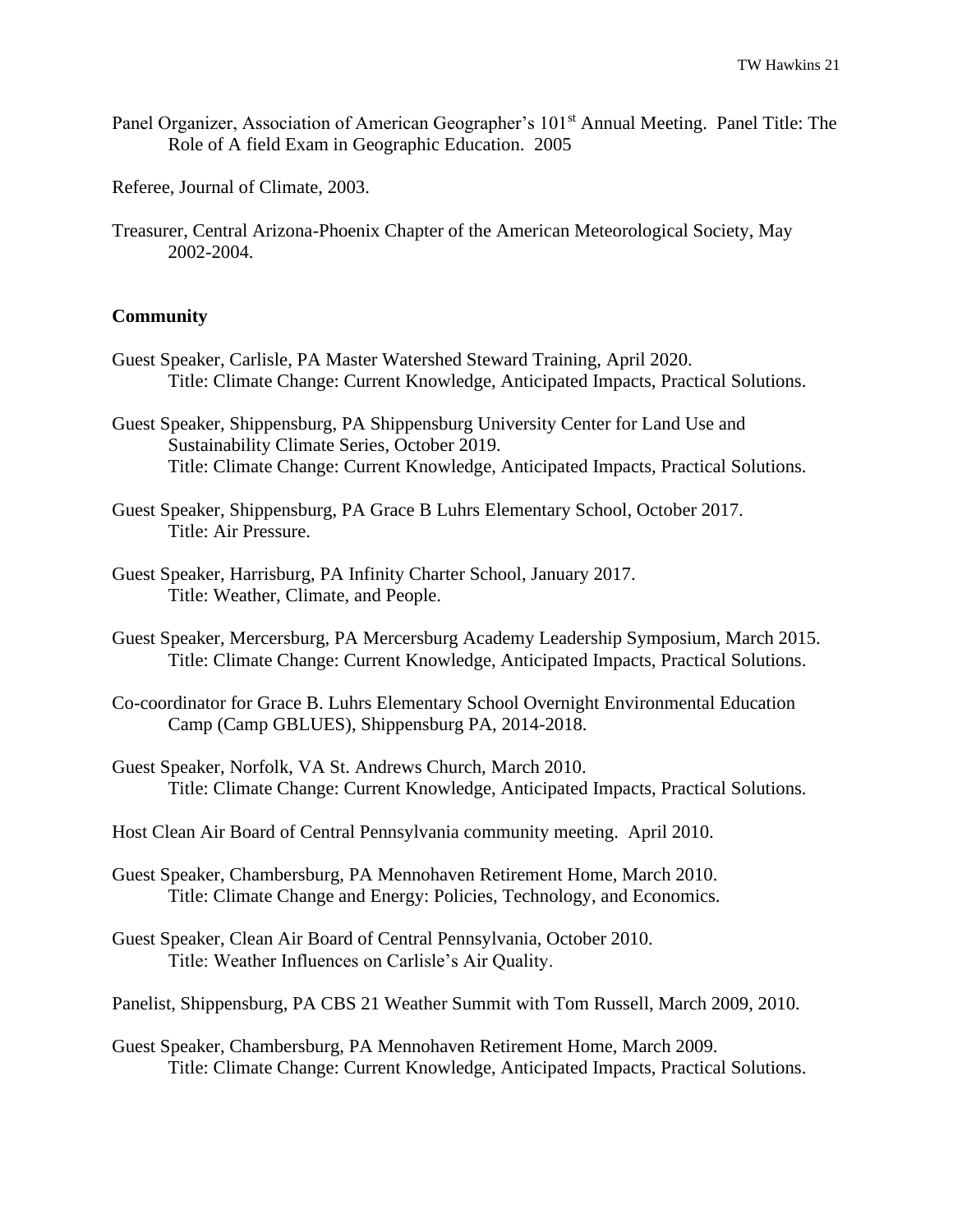Panel Organizer, Association of American Geographer's 101st Annual Meeting. Panel Title: The Role of A field Exam in Geographic Education. 2005

Referee, Journal of Climate, 2003.

Treasurer, Central Arizona-Phoenix Chapter of the American Meteorological Society, May 2002-2004.

**Community**

Guest Speaker, Carlisle, PA Master Watershed Steward Training, April 2020.
Title: Climate Change: Current Knowledge, Anticipated Impacts, Practical Solutions.

Guest Speaker, Shippensburg, PA Shippensburg University Center for Land Use and Sustainability Climate Series, October 2019.
Title: Climate Change: Current Knowledge, Anticipated Impacts, Practical Solutions.

Guest Speaker, Shippensburg, PA Grace B Luhrs Elementary School, October 2017.
Title: Air Pressure.

Guest Speaker, Harrisburg, PA Infinity Charter School, January 2017.
Title: Weather, Climate, and People.

Guest Speaker, Mercersburg, PA Mercersburg Academy Leadership Symposium, March 2015.
Title: Climate Change: Current Knowledge, Anticipated Impacts, Practical Solutions.

Co-coordinator for Grace B. Luhrs Elementary School Overnight Environmental Education Camp (Camp GBLUES), Shippensburg PA, 2014-2018.

Guest Speaker, Norfolk, VA St. Andrews Church, March 2010.
Title: Climate Change: Current Knowledge, Anticipated Impacts, Practical Solutions.

Host Clean Air Board of Central Pennsylvania community meeting. April 2010.

Guest Speaker, Chambersburg, PA Mennohaven Retirement Home, March 2010.
Title: Climate Change and Energy: Policies, Technology, and Economics.

Guest Speaker, Clean Air Board of Central Pennsylvania, October 2010.
Title: Weather Influences on Carlisle's Air Quality.

Panelist, Shippensburg, PA CBS 21 Weather Summit with Tom Russell, March 2009, 2010.

Guest Speaker, Chambersburg, PA Mennohaven Retirement Home, March 2009.
Title: Climate Change: Current Knowledge, Anticipated Impacts, Practical Solutions.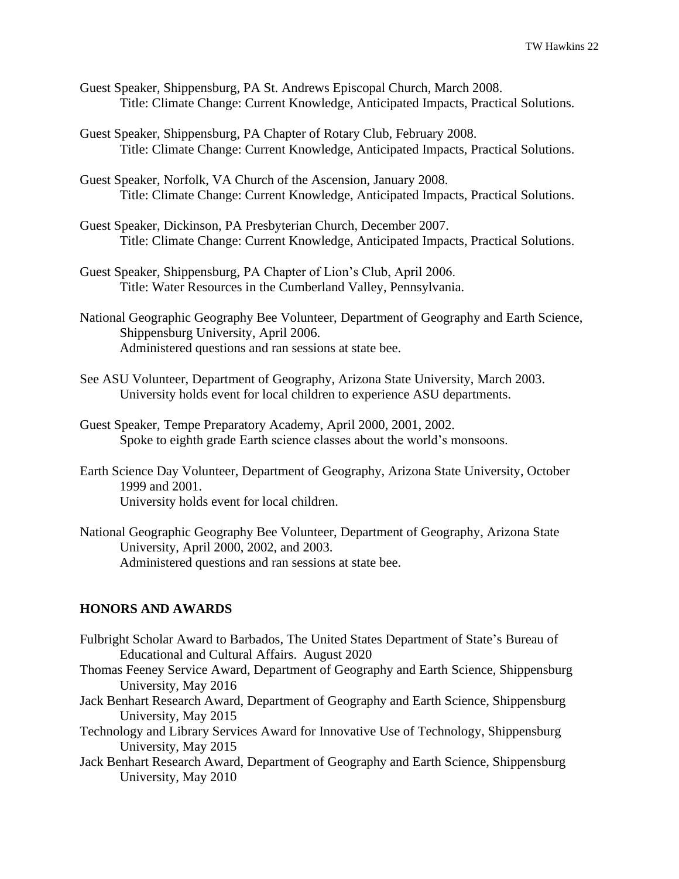Guest Speaker, Shippensburg, PA St. Andrews Episcopal Church, March 2008.
    Title: Climate Change: Current Knowledge, Anticipated Impacts, Practical Solutions.

Guest Speaker, Shippensburg, PA Chapter of Rotary Club, February 2008.
    Title: Climate Change: Current Knowledge, Anticipated Impacts, Practical Solutions.

Guest Speaker, Norfolk, VA Church of the Ascension, January 2008.
    Title: Climate Change: Current Knowledge, Anticipated Impacts, Practical Solutions.

Guest Speaker, Dickinson, PA Presbyterian Church, December 2007.
    Title: Climate Change: Current Knowledge, Anticipated Impacts, Practical Solutions.

Guest Speaker, Shippensburg, PA Chapter of Lion's Club, April 2006.
    Title: Water Resources in the Cumberland Valley, Pennsylvania.

National Geographic Geography Bee Volunteer, Department of Geography and Earth Science, Shippensburg University, April 2006.
    Administered questions and ran sessions at state bee.

See ASU Volunteer, Department of Geography, Arizona State University, March 2003.
    University holds event for local children to experience ASU departments.

Guest Speaker, Tempe Preparatory Academy, April 2000, 2001, 2002.
    Spoke to eighth grade Earth science classes about the world's monsoons.

Earth Science Day Volunteer, Department of Geography, Arizona State University, October 1999 and 2001.
    University holds event for local children.

National Geographic Geography Bee Volunteer, Department of Geography, Arizona State University, April 2000, 2002, and 2003.
    Administered questions and ran sessions at state bee.

## HONORS AND AWARDS

Fulbright Scholar Award to Barbados, The United States Department of State's Bureau of Educational and Cultural Affairs. August 2020

Thomas Feeney Service Award, Department of Geography and Earth Science, Shippensburg University, May 2016

Jack Benhart Research Award, Department of Geography and Earth Science, Shippensburg University, May 2015

Technology and Library Services Award for Innovative Use of Technology, Shippensburg University, May 2015

Jack Benhart Research Award, Department of Geography and Earth Science, Shippensburg University, May 2010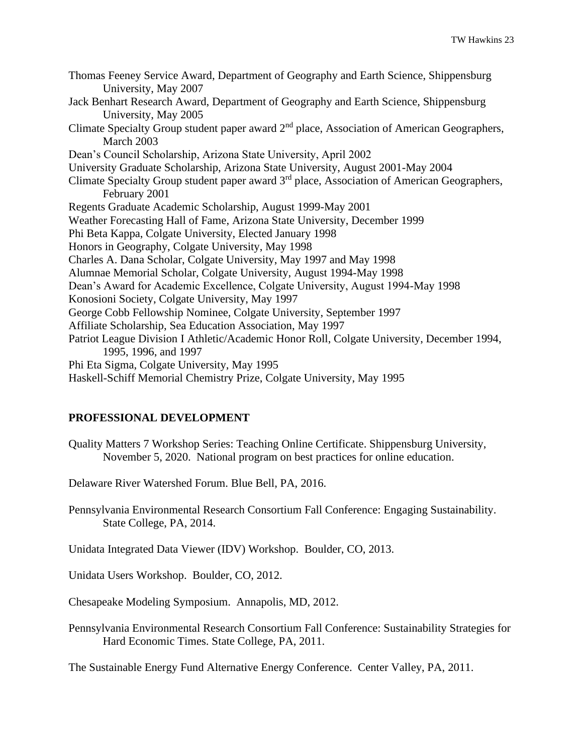Thomas Feeney Service Award, Department of Geography and Earth Science, Shippensburg University, May 2007

Jack Benhart Research Award, Department of Geography and Earth Science, Shippensburg University, May 2005

Climate Specialty Group student paper award 2nd place, Association of American Geographers, March 2003

Dean's Council Scholarship, Arizona State University, April 2002

University Graduate Scholarship, Arizona State University, August 2001-May 2004

Climate Specialty Group student paper award 3rd place, Association of American Geographers, February 2001

Regents Graduate Academic Scholarship, August 1999-May 2001

Weather Forecasting Hall of Fame, Arizona State University, December 1999

Phi Beta Kappa, Colgate University, Elected January 1998

Honors in Geography, Colgate University, May 1998

Charles A. Dana Scholar, Colgate University, May 1997 and May 1998

Alumnae Memorial Scholar, Colgate University, August 1994-May 1998

Dean's Award for Academic Excellence, Colgate University, August 1994-May 1998

Konosioni Society, Colgate University, May 1997

George Cobb Fellowship Nominee, Colgate University, September 1997

Affiliate Scholarship, Sea Education Association, May 1997

Patriot League Division I Athletic/Academic Honor Roll, Colgate University, December 1994, 1995, 1996, and 1997

Phi Eta Sigma, Colgate University, May 1995

Haskell-Schiff Memorial Chemistry Prize, Colgate University, May 1995

## PROFESSIONAL DEVELOPMENT

Quality Matters 7 Workshop Series: Teaching Online Certificate. Shippensburg University, November 5, 2020. National program on best practices for online education.

Delaware River Watershed Forum. Blue Bell, PA, 2016.

Pennsylvania Environmental Research Consortium Fall Conference: Engaging Sustainability. State College, PA, 2014.

Unidata Integrated Data Viewer (IDV) Workshop. Boulder, CO, 2013.

Unidata Users Workshop. Boulder, CO, 2012.

Chesapeake Modeling Symposium. Annapolis, MD, 2012.

Pennsylvania Environmental Research Consortium Fall Conference: Sustainability Strategies for Hard Economic Times. State College, PA, 2011.

The Sustainable Energy Fund Alternative Energy Conference. Center Valley, PA, 2011.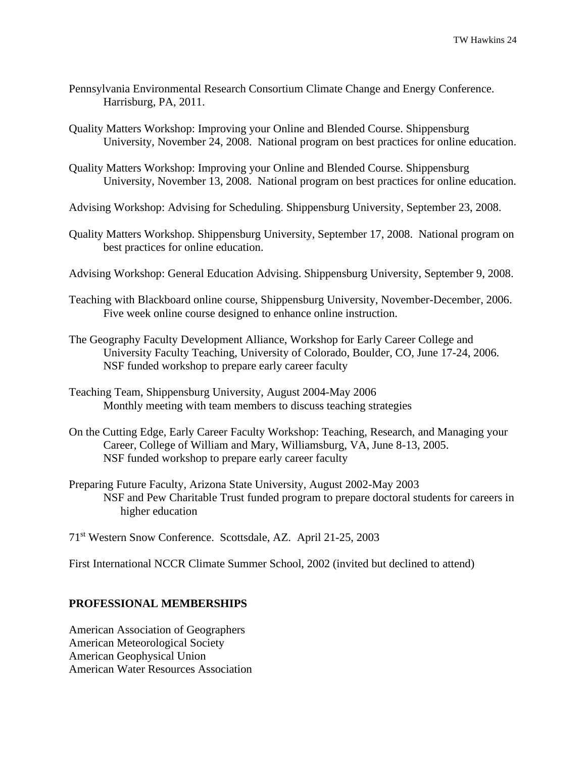Pennsylvania Environmental Research Consortium Climate Change and Energy Conference. Harrisburg, PA, 2011.

Quality Matters Workshop: Improving your Online and Blended Course. Shippensburg University, November 24, 2008. National program on best practices for online education.

Quality Matters Workshop: Improving your Online and Blended Course. Shippensburg University, November 13, 2008. National program on best practices for online education.

Advising Workshop: Advising for Scheduling. Shippensburg University, September 23, 2008.

Quality Matters Workshop. Shippensburg University, September 17, 2008. National program on best practices for online education.

Advising Workshop: General Education Advising. Shippensburg University, September 9, 2008.

Teaching with Blackboard online course, Shippensburg University, November-December, 2006. Five week online course designed to enhance online instruction.

The Geography Faculty Development Alliance, Workshop for Early Career College and University Faculty Teaching, University of Colorado, Boulder, CO, June 17-24, 2006. NSF funded workshop to prepare early career faculty

Teaching Team, Shippensburg University, August 2004-May 2006
Monthly meeting with team members to discuss teaching strategies

On the Cutting Edge, Early Career Faculty Workshop: Teaching, Research, and Managing your Career, College of William and Mary, Williamsburg, VA, June 8-13, 2005.
NSF funded workshop to prepare early career faculty

Preparing Future Faculty, Arizona State University, August 2002-May 2003
NSF and Pew Charitable Trust funded program to prepare doctoral students for careers in higher education

71st Western Snow Conference. Scottsdale, AZ. April 21-25, 2003

First International NCCR Climate Summer School, 2002 (invited but declined to attend)

## PROFESSIONAL MEMBERSHIPS

American Association of Geographers
American Meteorological Society
American Geophysical Union
American Water Resources Association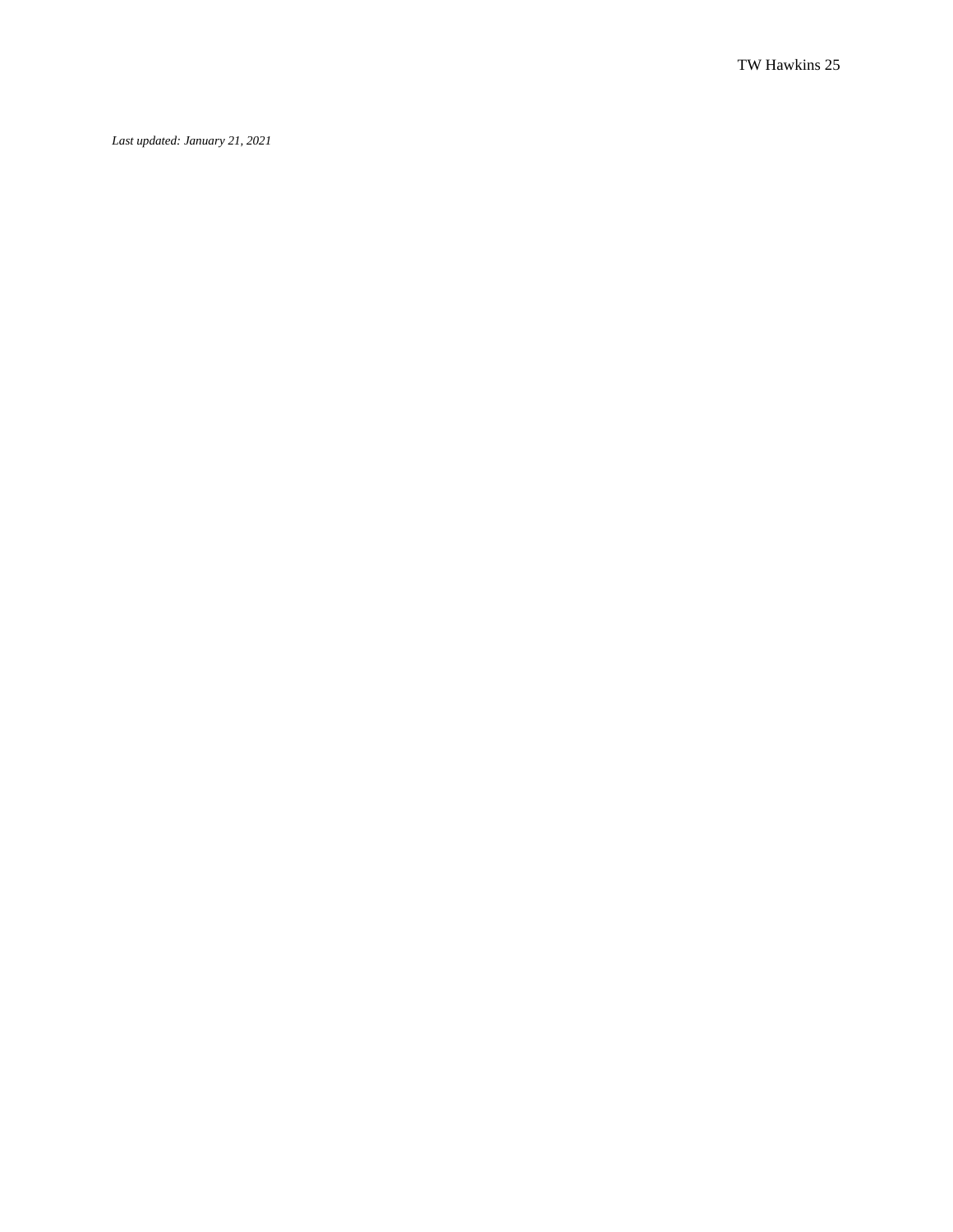*Last updated: January 21, 2021*